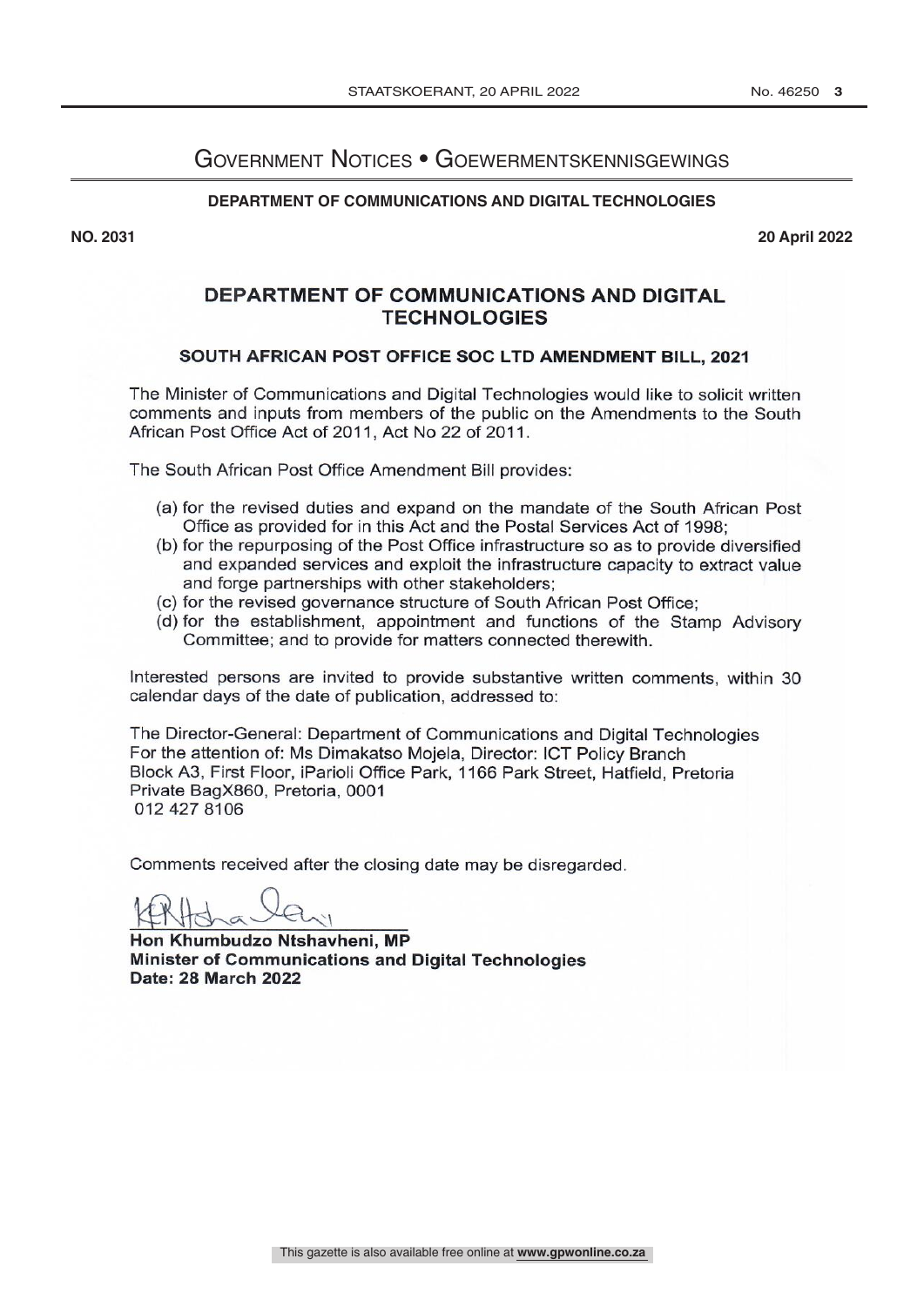# Government Notices • Goewermentskennisgewings

**DEPARTMENT OF COMMUNICATIONS AND DIGITAL TECHNOLOGIES**

**NO. 2031** **20 April 2022**

## DEPARTMENT OF COMMUNICATIONS AND DIGITAL TECHNOLOGIES

### SOUTH AFRICAN POST OFFICE SOC LTD AMENDMENT BILL, 2021

The Minister of Communications and Digital Technologies would like to solicit written comments and inputs from members of the public on the Amendments to the South African Post Office Act of 2011, Act No 22 of 2011.

The South African Post Office Amendment Bill provides:

(a) for the revised duties and expand on the mandate of the South African Post Office as provided for in this Act and the Postal Services Act of 1998;
(b) for the repurposing of the Post Office infrastructure so as to provide diversified and expanded services and exploit the infrastructure capacity to extract value and forge partnerships with other stakeholders;
(c) for the revised governance structure of South African Post Office;
(d) for the establishment, appointment and functions of the Stamp Advisory Committee; and to provide for matters connected therewith.

Interested persons are invited to provide substantive written comments, within 30 calendar days of the date of publication, addressed to:

The Director-General: Department of Communications and Digital Technologies
For the attention of: Ms Dimakatso Mojela, Director: ICT Policy Branch
Block A3, First Floor, iParioli Office Park, 1166 Park Street, Hatfield, Pretoria
Private BagX860, Pretoria, 0001
012 427 8106

Comments received after the closing date may be disregarded.

**Hon Khumbudzo Ntshavheni, MP**
**Minister of Communications and Digital Technologies**
**Date: 28 March 2022**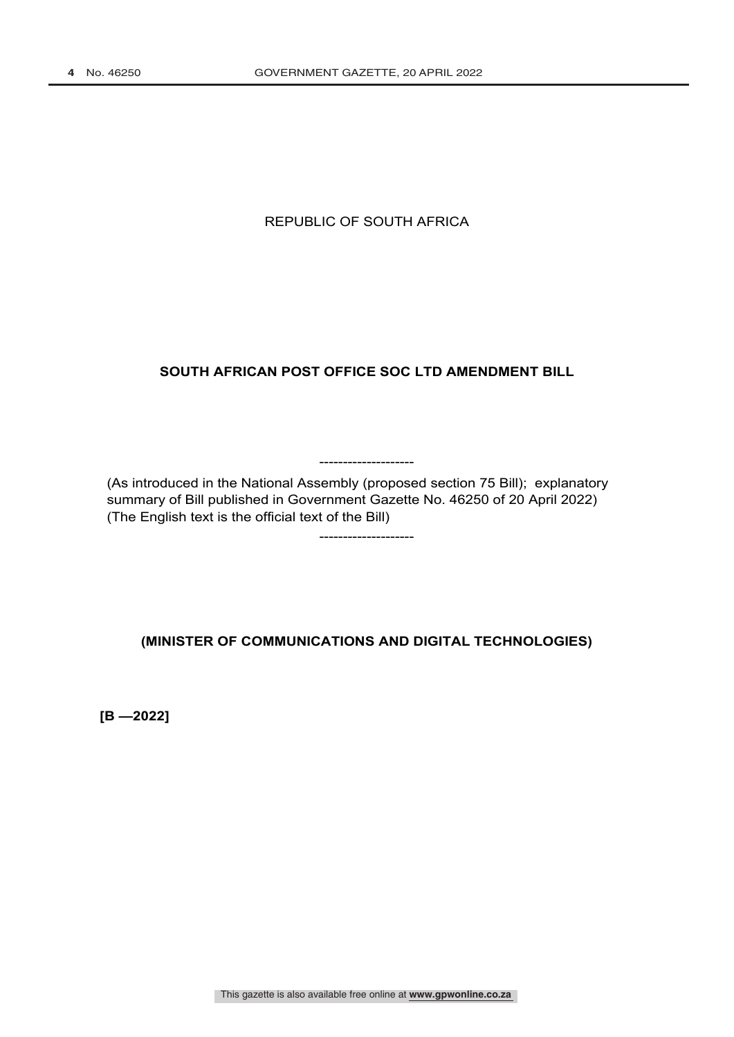REPUBLIC OF SOUTH AFRICA

## SOUTH AFRICAN POST OFFICE SOC LTD AMENDMENT BILL

--------------------

(As introduced in the National Assembly (proposed section 75 Bill); explanatory summary of Bill published in Government Gazette No. 46250 of 20 April 2022)
(The English text is the official text of the Bill)

--------------------

**(MINISTER OF COMMUNICATIONS AND DIGITAL TECHNOLOGIES)**

**[B —2022]**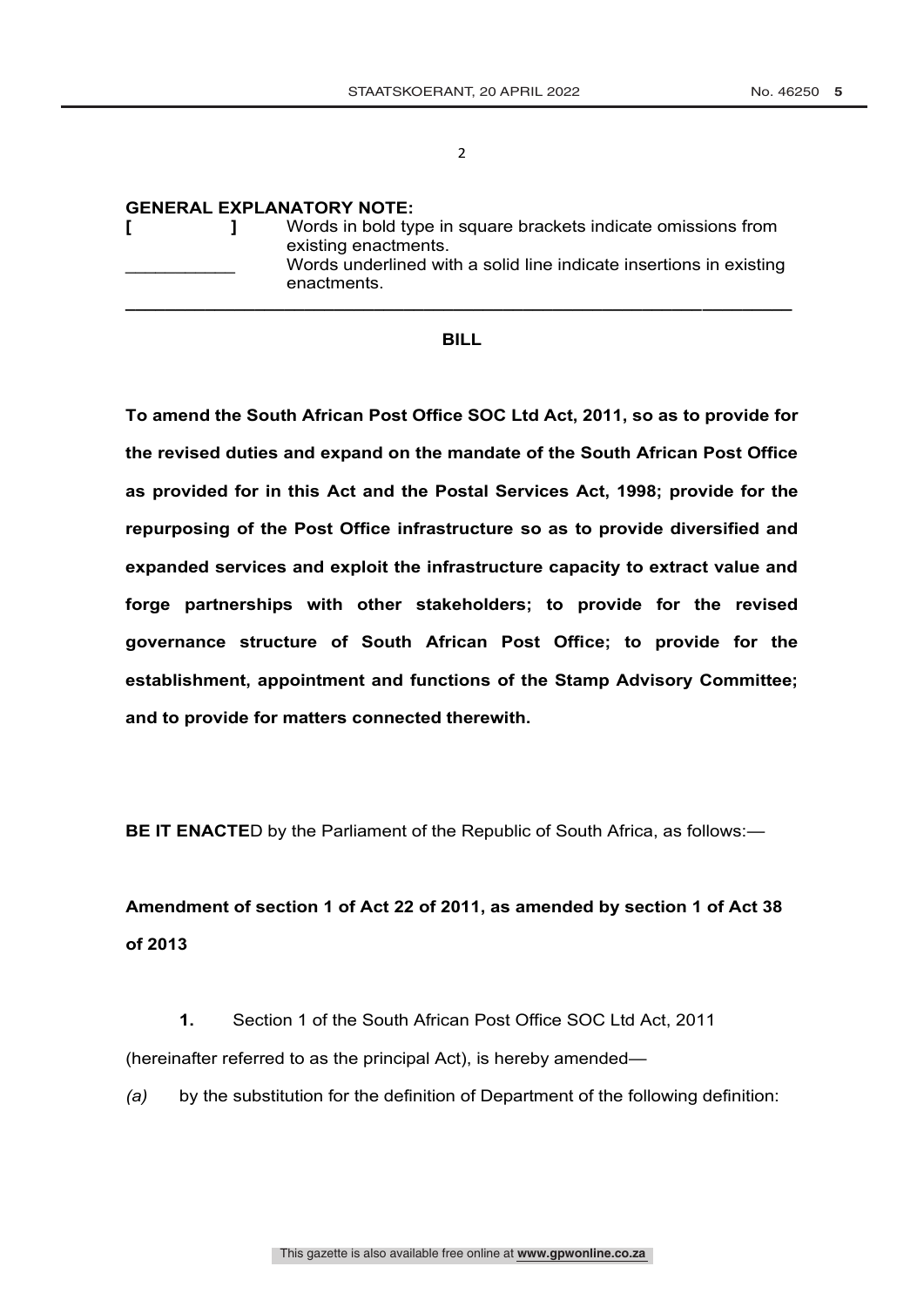**GENERAL EXPLANATORY NOTE:**

| | |
|---|---|
| **[ ]** | Words in bold type in square brackets indicate omissions from existing enactments. |
| \_\_\_\_\_\_\_\_\_\_\_ | Words underlined with a solid line indicate insertions in existing enactments. |

---

**BILL**

**To amend the South African Post Office SOC Ltd Act, 2011, so as to provide for the revised duties and expand on the mandate of the South African Post Office as provided for in this Act and the Postal Services Act, 1998; provide for the repurposing of the Post Office infrastructure so as to provide diversified and expanded services and exploit the infrastructure capacity to extract value and forge partnerships with other stakeholders; to provide for the revised governance structure of South African Post Office; to provide for the establishment, appointment and functions of the Stamp Advisory Committee; and to provide for matters connected therewith.**

**BE IT ENACTE**D by the Parliament of the Republic of South Africa, as follows:—

**Amendment of section 1 of Act 22 of 2011, as amended by section 1 of Act 38 of 2013**

**1.** Section 1 of the South African Post Office SOC Ltd Act, 2011 (hereinafter referred to as the principal Act), is hereby amended—

*(a)* by the substitution for the definition of Department of the following definition: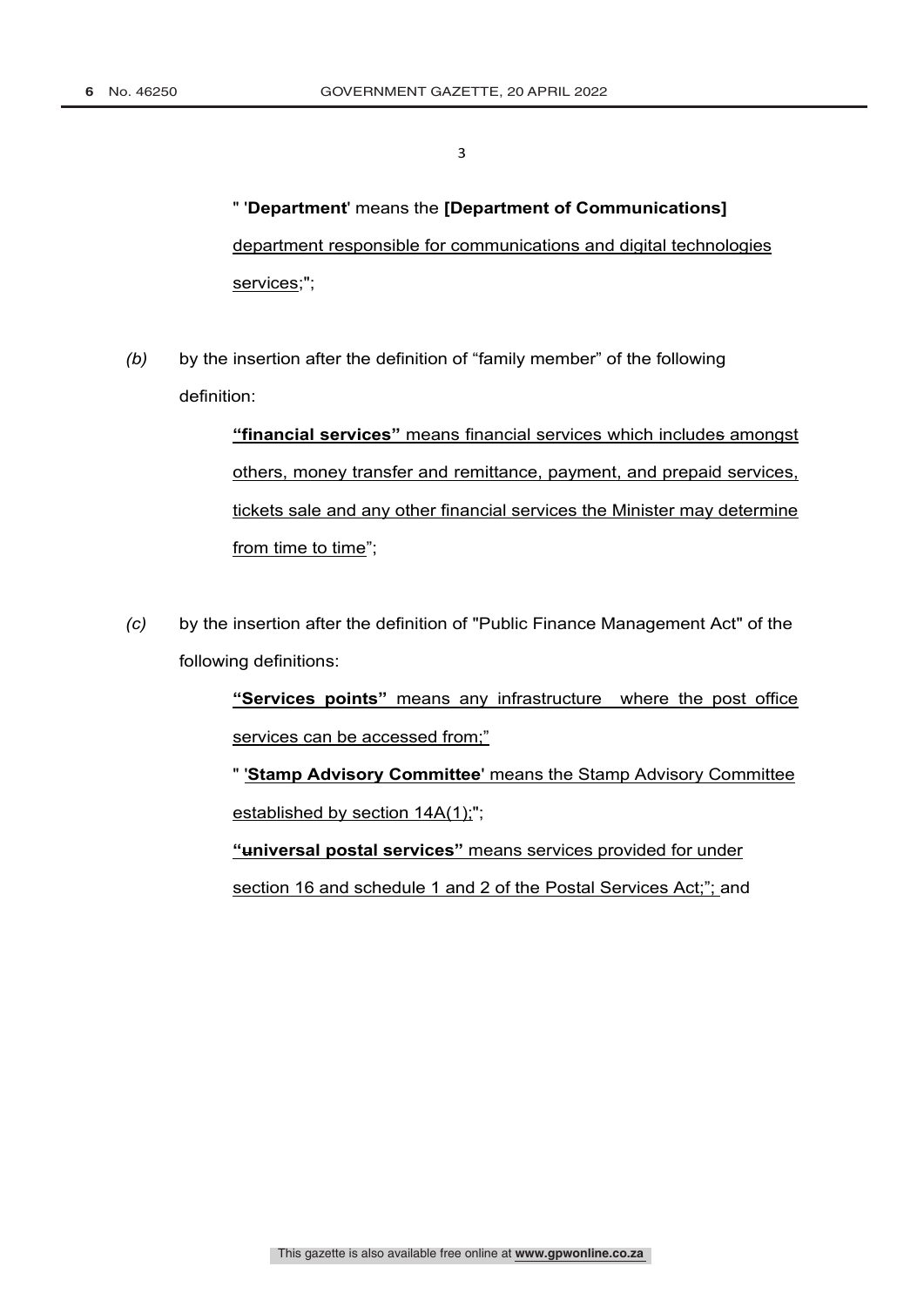" '**Department**' means the **[Department of Communications]** department responsible for communications and digital technologies services;";

*(b)* by the insertion after the definition of "family member" of the following definition:

> **"financial services"** means financial services which includes amongst others, money transfer and remittance, payment, and prepaid services, tickets sale and any other financial services the Minister may determine from time to time";

*(c)* by the insertion after the definition of "Public Finance Management Act" of the following definitions:

> **"Services points"** means any infrastructure where the post office services can be accessed from;"
>
> " '**Stamp Advisory Committee**' means the Stamp Advisory Committee established by section 14A(1);";
>
> **"universal postal services"** means services provided for under section 16 and schedule 1 and 2 of the Postal Services Act;"; and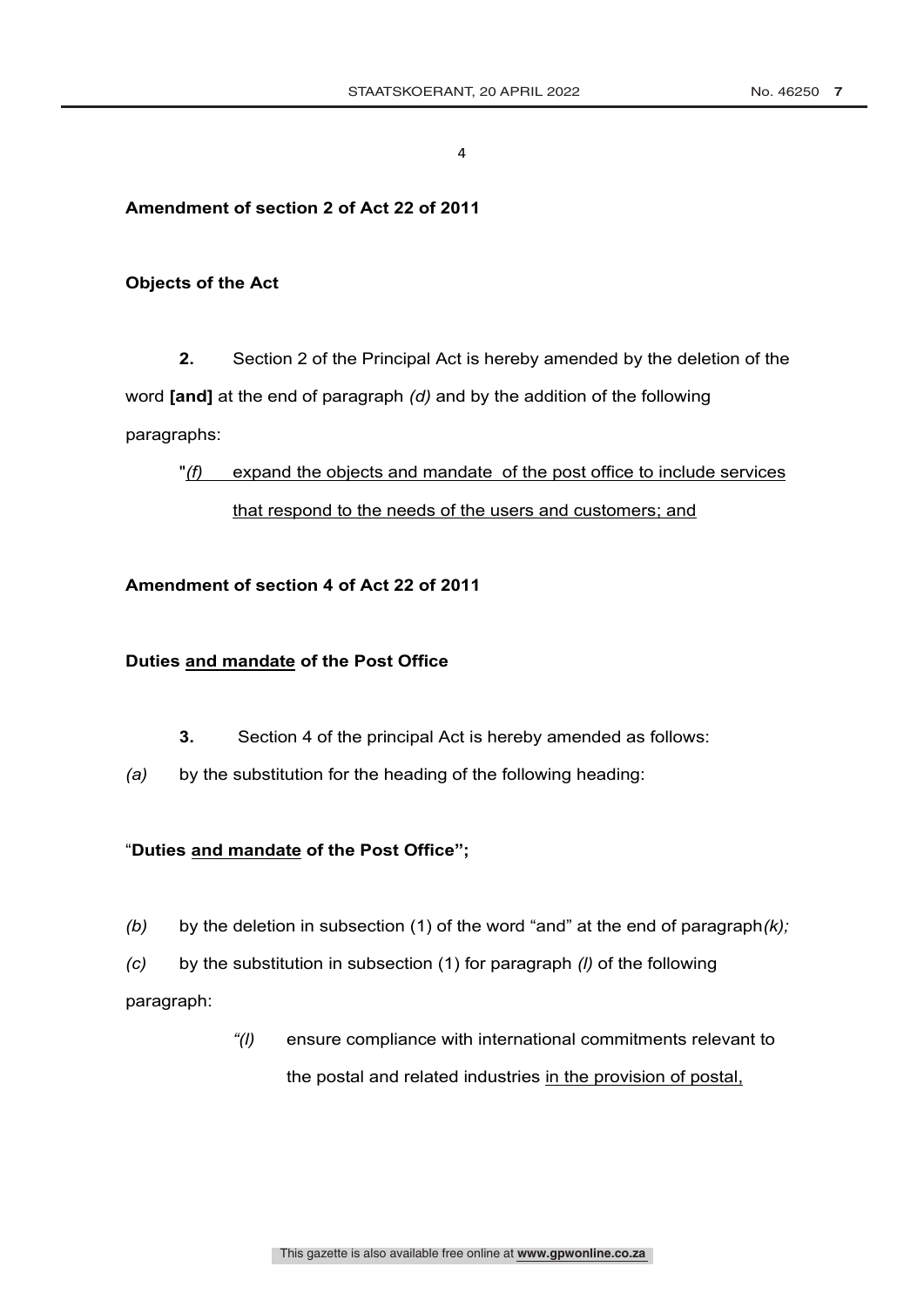**Amendment of section 2 of Act 22 of 2011**

**Objects of the Act**

**2.** Section 2 of the Principal Act is hereby amended by the deletion of the word **[and]** at the end of paragraph *(d)* and by the addition of the following paragraphs:

"<u>*(f)* expand the objects and mandate of the post office to include services that respond to the needs of the users and customers; and</u>

**Amendment of section 4 of Act 22 of 2011**

**Duties <u>and mandate</u> of the Post Office**

**3.** Section 4 of the principal Act is hereby amended as follows:

*(a)* by the substitution for the heading of the following heading:

"**Duties <u>and mandate</u> of the Post Office";**

*(b)* by the deletion in subsection (1) of the word "and" at the end of paragraph *(k);*

*(c)* by the substitution in subsection (1) for paragraph *(l)* of the following paragraph:

> *"(l)* ensure compliance with international commitments relevant to the postal and related industries <u>in the provision of postal,</u>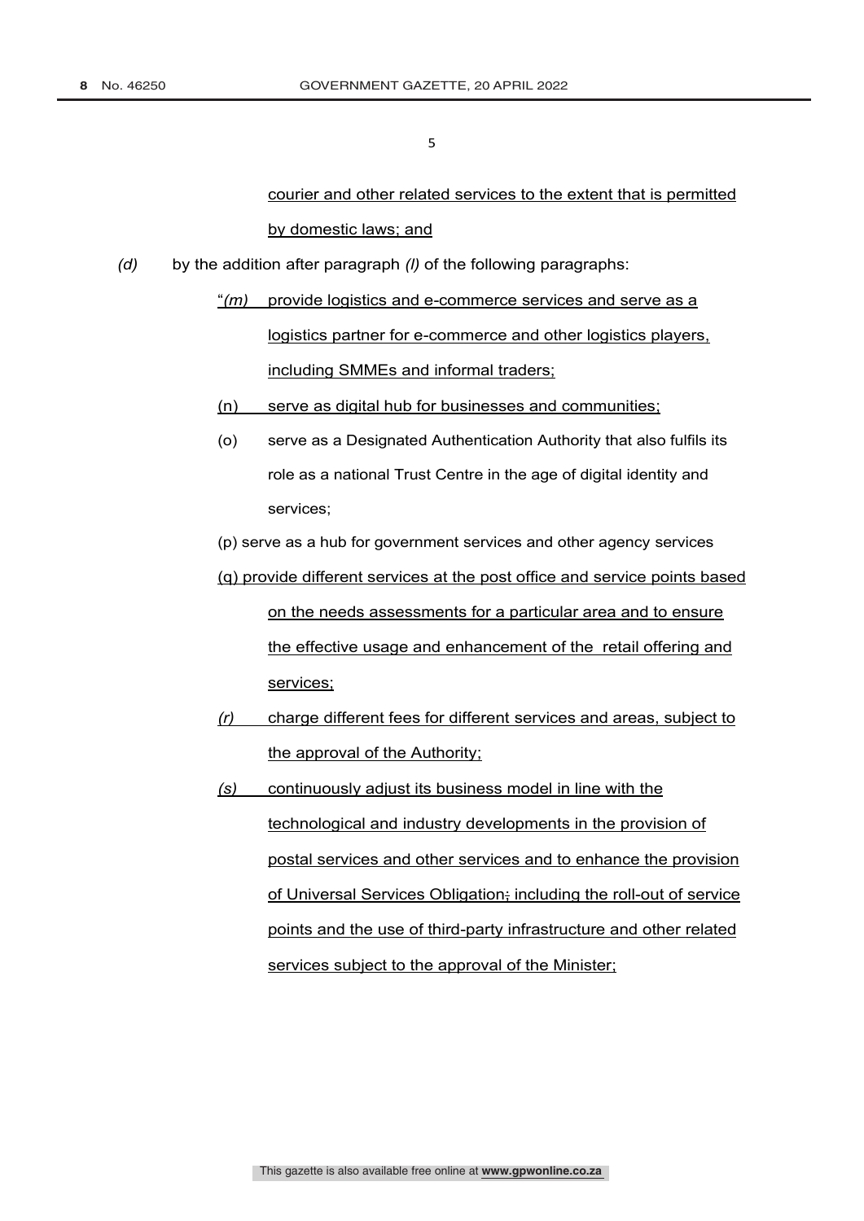courier and other related services to the extent that is permitted by domestic laws; and

*(d)* by the addition after paragraph *(l)* of the following paragraphs:

"*(m)* provide logistics and e-commerce services and serve as a logistics partner for e-commerce and other logistics players, including SMMEs and informal traders;

(n) serve as digital hub for businesses and communities;

(o) serve as a Designated Authentication Authority that also fulfils its role as a national Trust Centre in the age of digital identity and services;

(p) serve as a hub for government services and other agency services

(q) provide different services at the post office and service points based on the needs assessments for a particular area and to ensure the effective usage and enhancement of the retail offering and services;

*(r)* charge different fees for different services and areas, subject to the approval of the Authority;

*(s)* continuously adjust its business model in line with the technological and industry developments in the provision of postal services and other services and to enhance the provision of Universal Services Obligation; including the roll-out of service points and the use of third-party infrastructure and other related services subject to the approval of the Minister;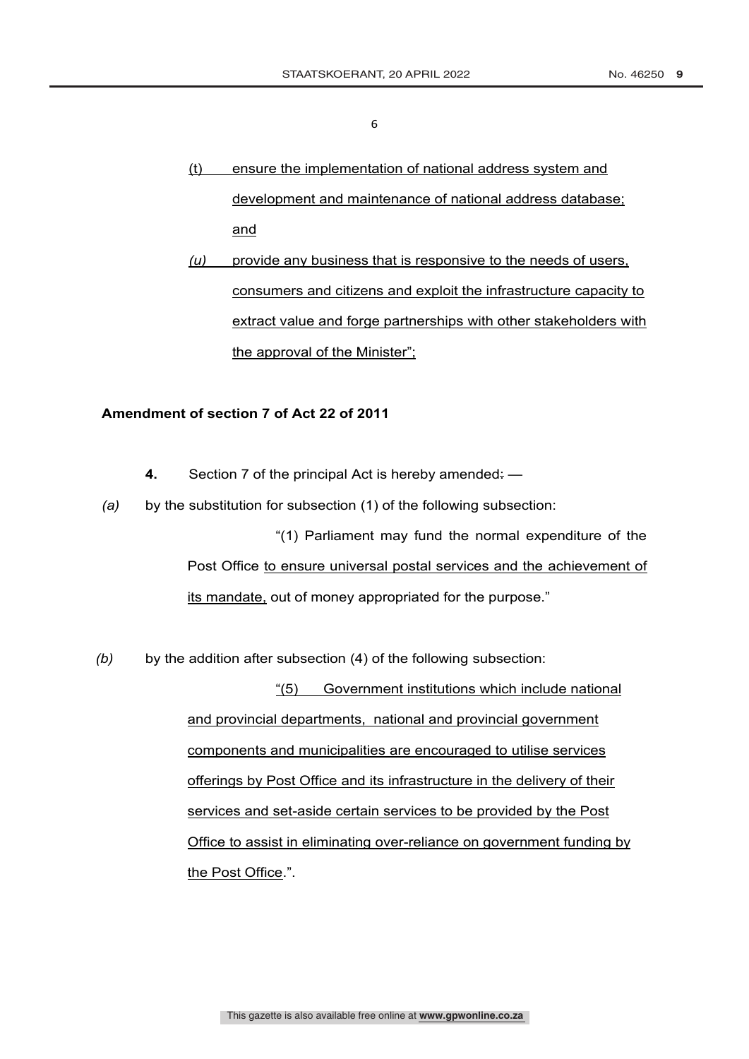(t) ensure the implementation of national address system and development and maintenance of national address database; and

*(u)* provide any business that is responsive to the needs of users, consumers and citizens and exploit the infrastructure capacity to extract value and forge partnerships with other stakeholders with the approval of the Minister";

**Amendment of section 7 of Act 22 of 2011**

**4.** Section 7 of the principal Act is hereby amended: —

*(a)* by the substitution for subsection (1) of the following subsection:

"(1) Parliament may fund the normal expenditure of the Post Office to ensure universal postal services and the achievement of its mandate, out of money appropriated for the purpose."

*(b)* by the addition after subsection (4) of the following subsection:

"(5) Government institutions which include national and provincial departments, national and provincial government components and municipalities are encouraged to utilise services offerings by Post Office and its infrastructure in the delivery of their services and set-aside certain services to be provided by the Post Office to assist in eliminating over-reliance on government funding by the Post Office.".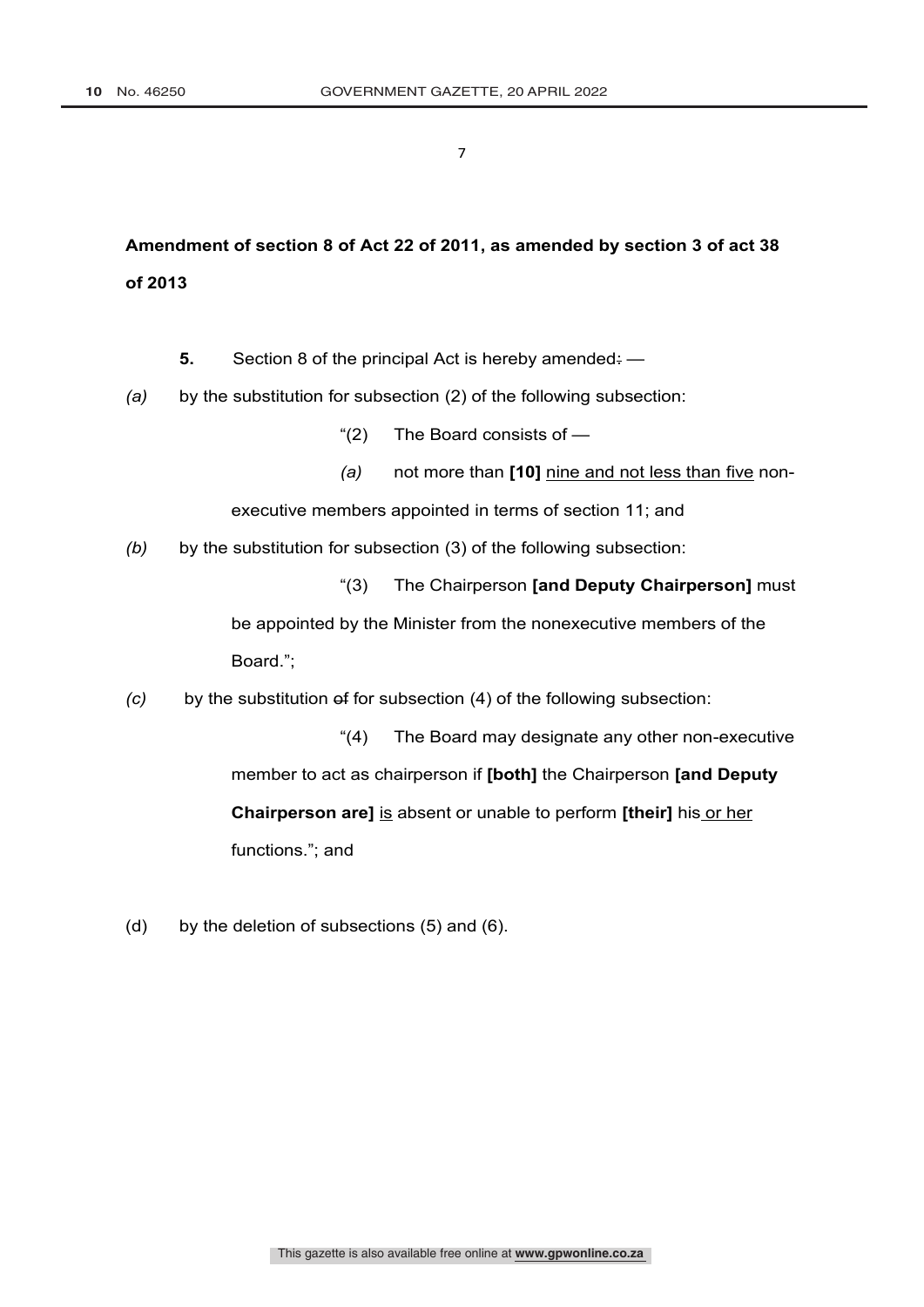**Amendment of section 8 of Act 22 of 2011, as amended by section 3 of act 38 of 2013**

**5.** Section 8 of the principal Act is hereby amended: —

*(a)* by the substitution for subsection (2) of the following subsection:

"(2) The Board consists of —

*(a)* not more than **[10]** <u>nine and not less than five</u> non-executive members appointed in terms of section 11; and

*(b)* by the substitution for subsection (3) of the following subsection:

"(3) The Chairperson **[and Deputy Chairperson]** must be appointed by the Minister from the nonexecutive members of the Board.";

*(c)* by the substitution ~~of~~ for subsection (4) of the following subsection:

"(4) The Board may designate any other non-executive member to act as chairperson if **[both]** the Chairperson **[and Deputy Chairperson are]** <u>is</u> absent or unable to perform **[their]** his<u> or her</u> functions."; and

(d) by the deletion of subsections (5) and (6).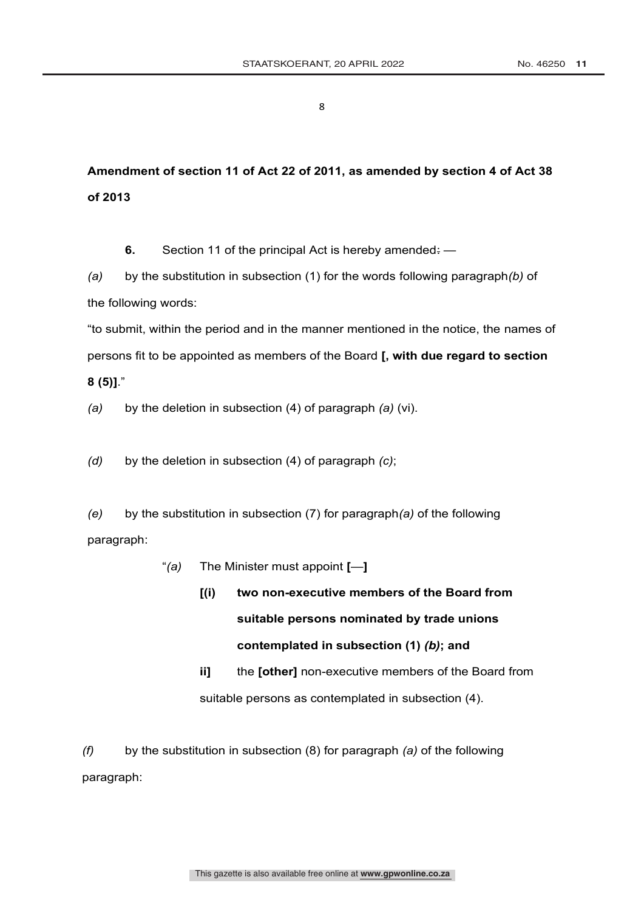**Amendment of section 11 of Act 22 of 2011, as amended by section 4 of Act 38 of 2013**

**6.** Section 11 of the principal Act is hereby amended: —

*(a)* by the substitution in subsection (1) for the words following paragraph *(b)* of the following words:

"to submit, within the period and in the manner mentioned in the notice, the names of persons fit to be appointed as members of the Board **[, with due regard to section 8 (5)]**."

*(a)* by the deletion in subsection (4) of paragraph *(a)* (vi).

*(d)* by the deletion in subsection (4) of paragraph *(c)*;

*(e)* by the substitution in subsection (7) for paragraph *(a)* of the following paragraph:

"*(a)* The Minister must appoint **[**—**]**

**[(i) two non-executive members of the Board from suitable persons nominated by trade unions contemplated in subsection (1)** ***(b)*****; and**

**ii]** the **[other]** non-executive members of the Board from suitable persons as contemplated in subsection (4).

*(f)* by the substitution in subsection (8) for paragraph *(a)* of the following paragraph: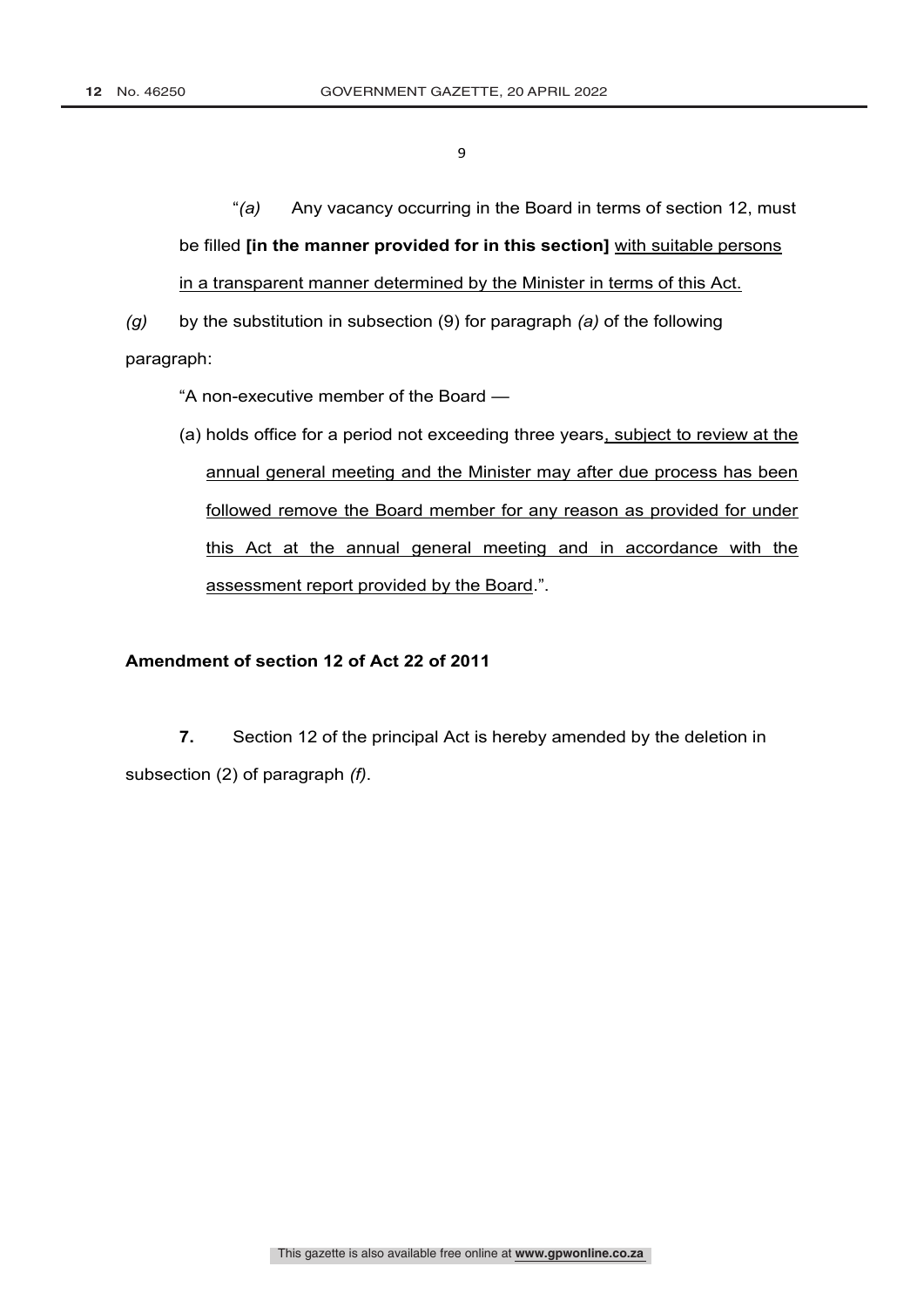"*(a)* Any vacancy occurring in the Board in terms of section 12, must be filled **[in the manner provided for in this section]** <u>with suitable persons in a transparent manner determined by the Minister in terms of this Act.</u>

*(g)* by the substitution in subsection (9) for paragraph *(a)* of the following paragraph:

"A non-executive member of the Board —

(a) holds office for a period not exceeding three years<u>, subject to review at the annual general meeting and the Minister may after due process has been followed remove the Board member for any reason as provided for under this Act at the annual general meeting and in accordance with the assessment report provided by the Board</u>.".

**Amendment of section 12 of Act 22 of 2011**

**7.** Section 12 of the principal Act is hereby amended by the deletion in subsection (2) of paragraph *(f)*.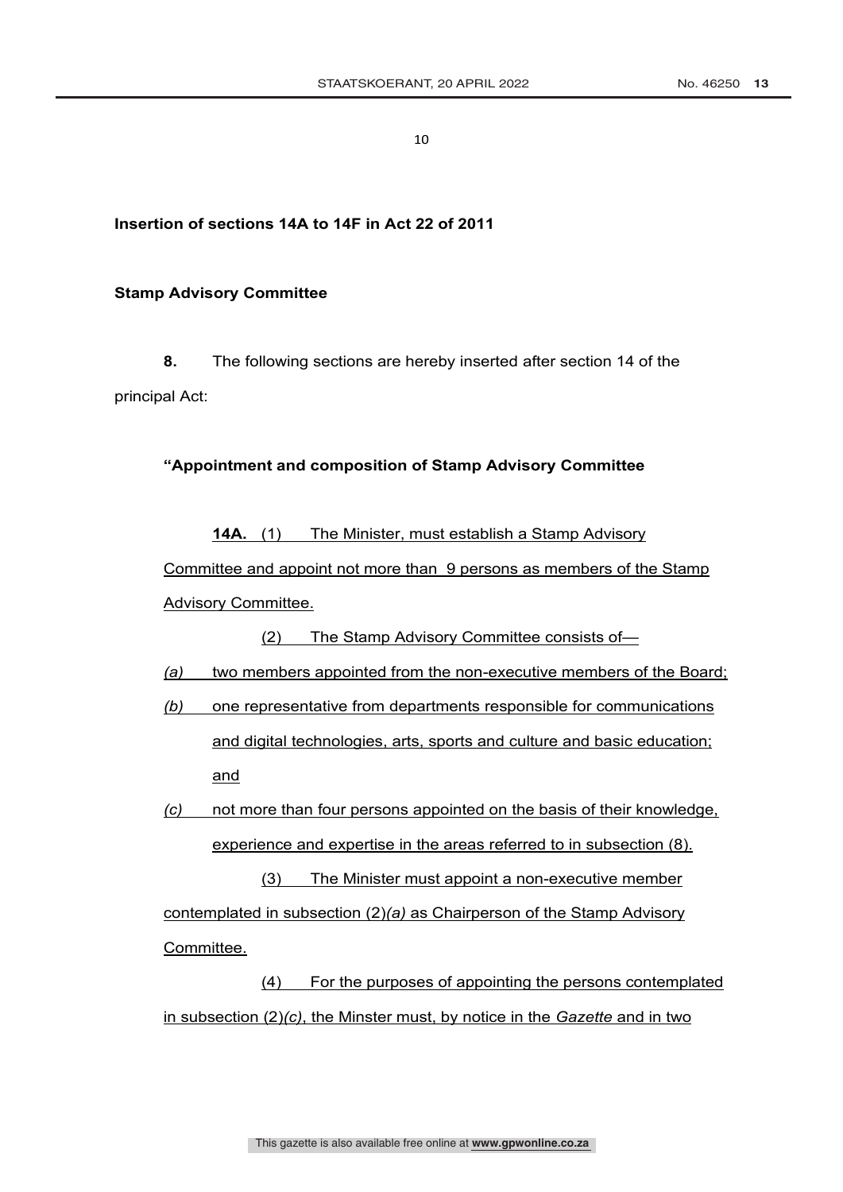**Insertion of sections 14A to 14F in Act 22 of 2011**

**Stamp Advisory Committee**

**8.** The following sections are hereby inserted after section 14 of the principal Act:

**"Appointment and composition of Stamp Advisory Committee**

**14A.** (1) The Minister, must establish a Stamp Advisory Committee and appoint not more than 9 persons as members of the Stamp Advisory Committee.

(2) The Stamp Advisory Committee consists of—

*(a)* two members appointed from the non-executive members of the Board;

*(b)* one representative from departments responsible for communications and digital technologies, arts, sports and culture and basic education; and

*(c)* not more than four persons appointed on the basis of their knowledge, experience and expertise in the areas referred to in subsection (8).

(3) The Minister must appoint a non-executive member contemplated in subsection (2)*(a)* as Chairperson of the Stamp Advisory Committee.

(4) For the purposes of appointing the persons contemplated in subsection (2)*(c)*, the Minster must, by notice in the *Gazette* and in two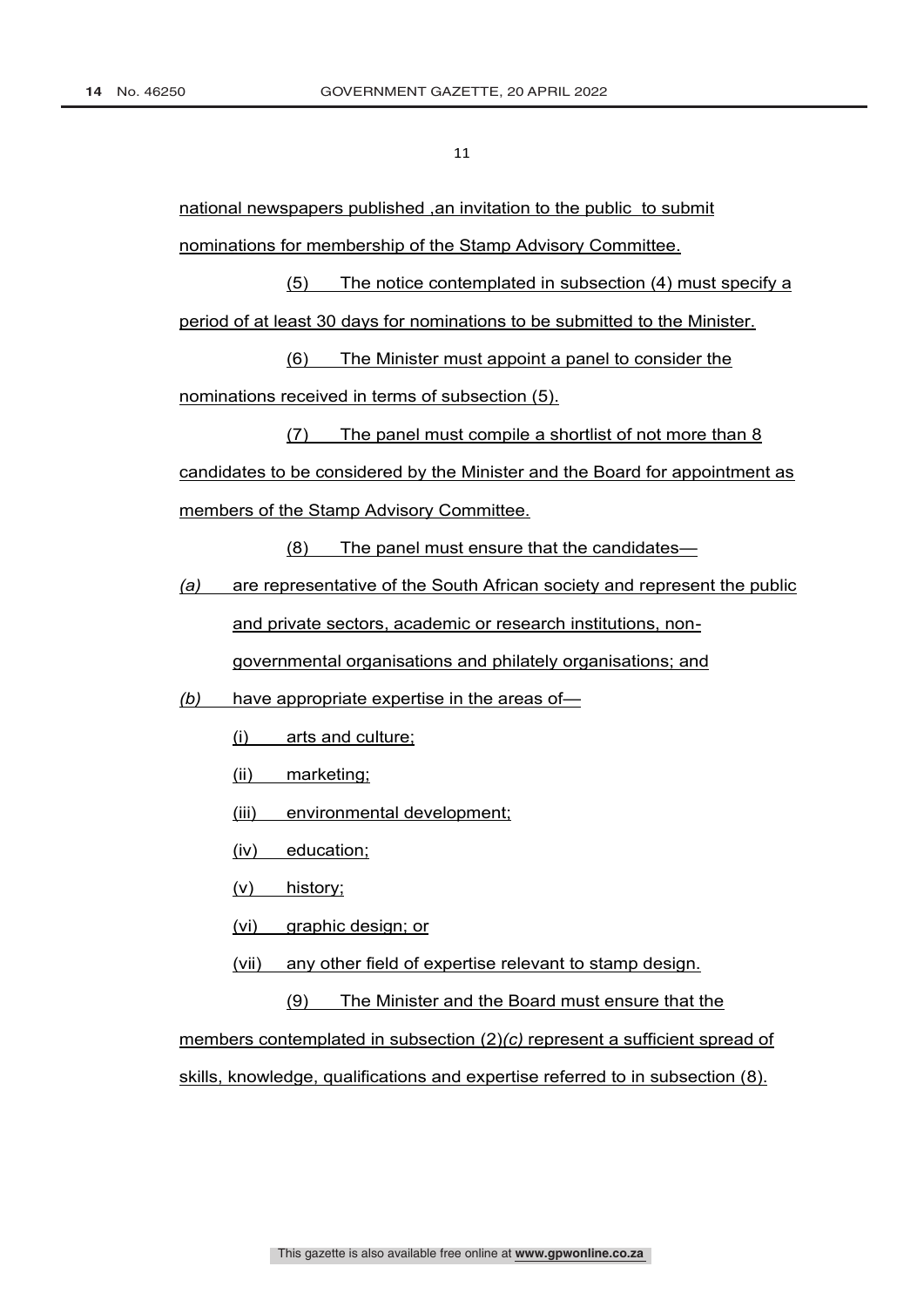national newspapers published ,an invitation to the public to submit nominations for membership of the Stamp Advisory Committee.

(5) The notice contemplated in subsection (4) must specify a period of at least 30 days for nominations to be submitted to the Minister.

(6) The Minister must appoint a panel to consider the nominations received in terms of subsection (5).

(7) The panel must compile a shortlist of not more than 8 candidates to be considered by the Minister and the Board for appointment as members of the Stamp Advisory Committee.

(8) The panel must ensure that the candidates—

*(a)* are representative of the South African society and represent the public and private sectors, academic or research institutions, non-governmental organisations and philately organisations; and

*(b)* have appropriate expertise in the areas of—

(i) arts and culture;

(ii) marketing;

(iii) environmental development;

(iv) education;

(v) history;

(vi) graphic design; or

(vii) any other field of expertise relevant to stamp design.

(9) The Minister and the Board must ensure that the members contemplated in subsection (2)*(c)* represent a sufficient spread of skills, knowledge, qualifications and expertise referred to in subsection (8).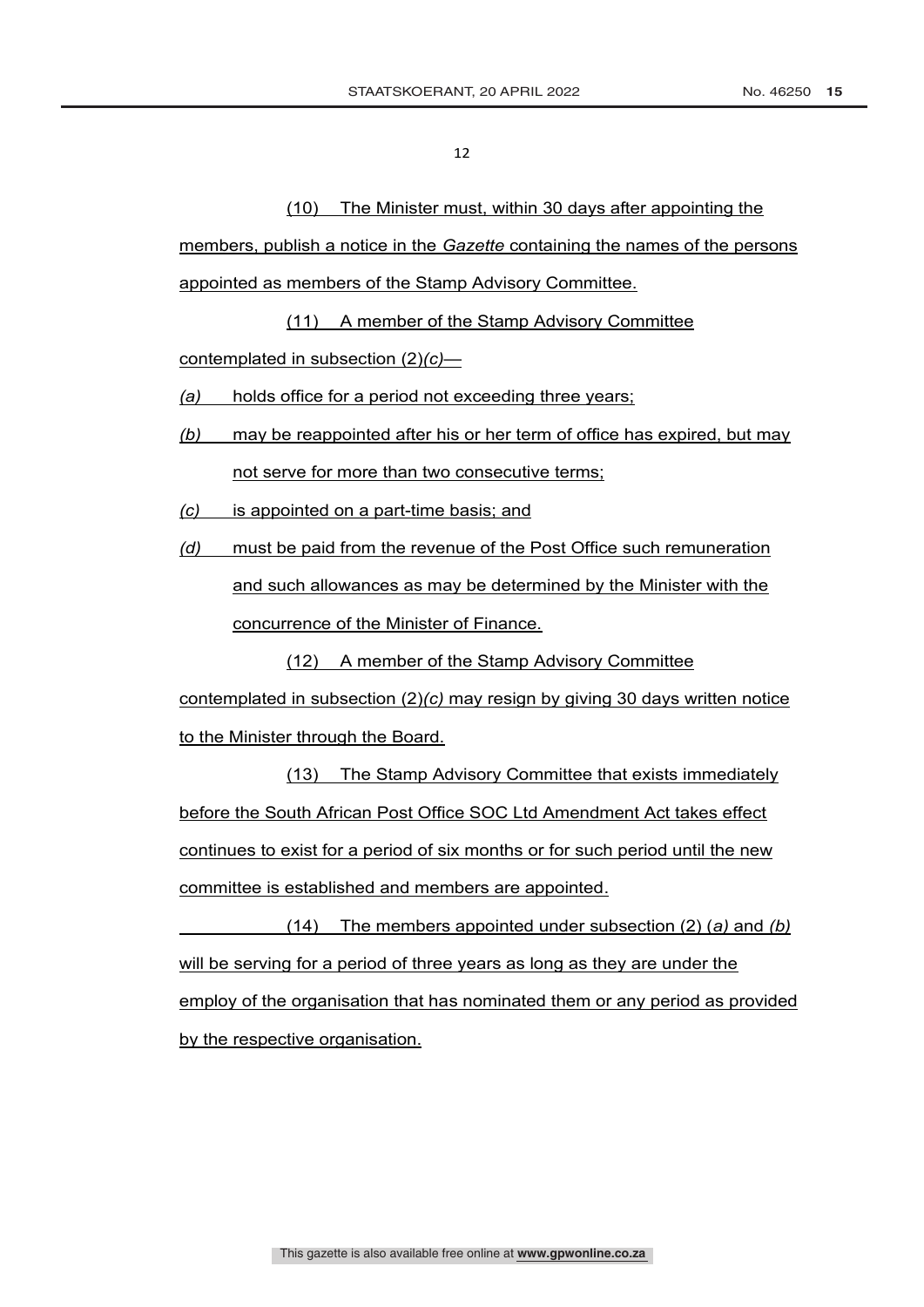(10) The Minister must, within 30 days after appointing the members, publish a notice in the *Gazette* containing the names of the persons appointed as members of the Stamp Advisory Committee.

(11) A member of the Stamp Advisory Committee contemplated in subsection (2)*(c)*—

*(a)* holds office for a period not exceeding three years;

*(b)* may be reappointed after his or her term of office has expired, but may not serve for more than two consecutive terms;

*(c)* is appointed on a part-time basis; and

*(d)* must be paid from the revenue of the Post Office such remuneration and such allowances as may be determined by the Minister with the concurrence of the Minister of Finance.

(12) A member of the Stamp Advisory Committee contemplated in subsection (2)*(c)* may resign by giving 30 days written notice to the Minister through the Board.

(13) The Stamp Advisory Committee that exists immediately before the South African Post Office SOC Ltd Amendment Act takes effect continues to exist for a period of six months or for such period until the new committee is established and members are appointed.

(14) The members appointed under subsection (2) *(a)* and *(b)* will be serving for a period of three years as long as they are under the employ of the organisation that has nominated them or any period as provided by the respective organisation.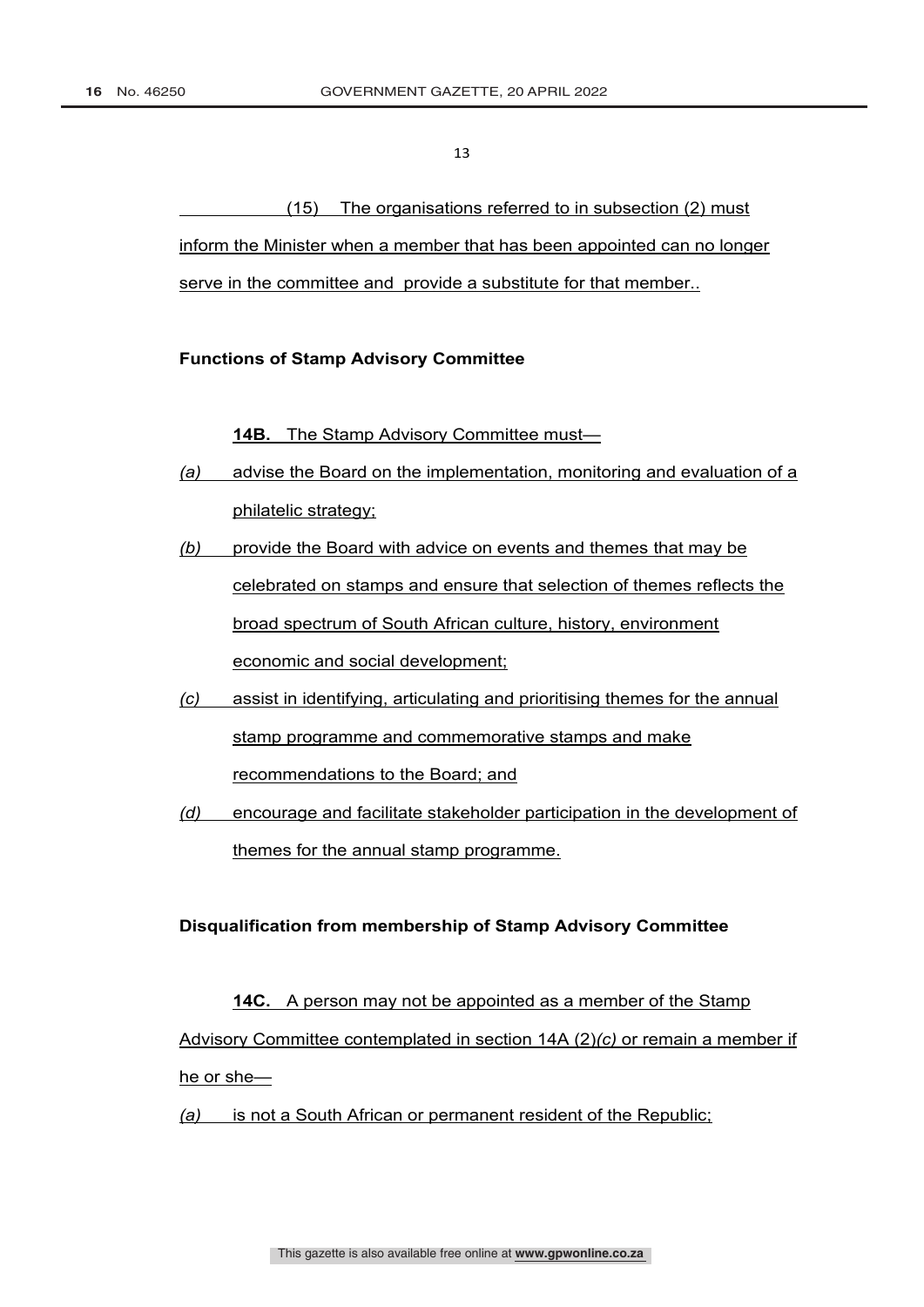(15) The organisations referred to in subsection (2) must inform the Minister when a member that has been appointed can no longer serve in the committee and provide a substitute for that member..

**Functions of Stamp Advisory Committee**

**14B.** The Stamp Advisory Committee must—

*(a)* advise the Board on the implementation, monitoring and evaluation of a philatelic strategy;

*(b)* provide the Board with advice on events and themes that may be celebrated on stamps and ensure that selection of themes reflects the broad spectrum of South African culture, history, environment economic and social development;

*(c)* assist in identifying, articulating and prioritising themes for the annual stamp programme and commemorative stamps and make recommendations to the Board; and

*(d)* encourage and facilitate stakeholder participation in the development of themes for the annual stamp programme.

**Disqualification from membership of Stamp Advisory Committee**

**14C.** A person may not be appointed as a member of the Stamp Advisory Committee contemplated in section 14A (2)*(c)* or remain a member if he or she—

*(a)* is not a South African or permanent resident of the Republic;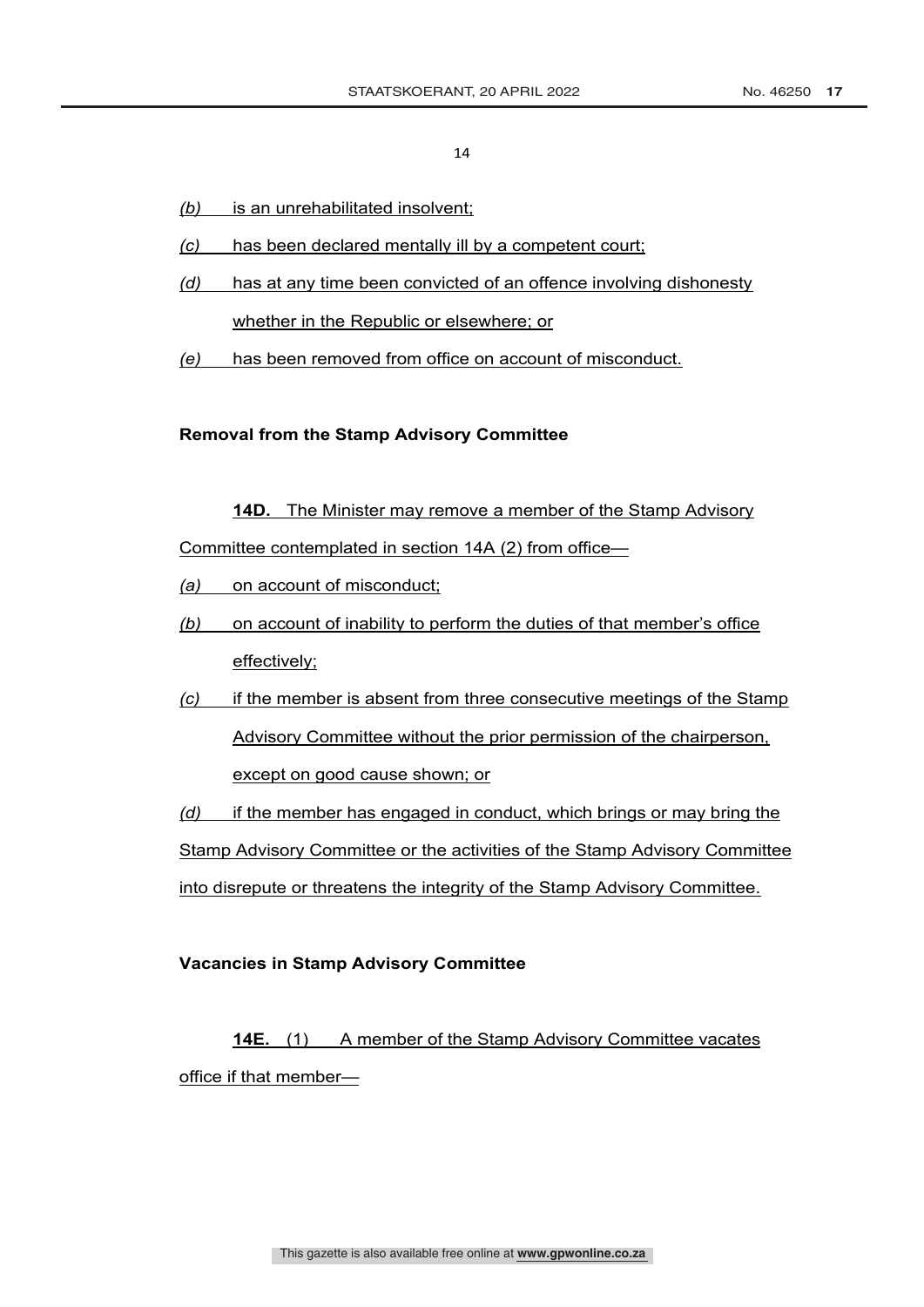*(b)* is an unrehabilitated insolvent;

*(c)* has been declared mentally ill by a competent court;

*(d)* has at any time been convicted of an offence involving dishonesty whether in the Republic or elsewhere; or

*(e)* has been removed from office on account of misconduct.

**Removal from the Stamp Advisory Committee**

**14D.** The Minister may remove a member of the Stamp Advisory Committee contemplated in section 14A (2) from office—

*(a)* on account of misconduct;

*(b)* on account of inability to perform the duties of that member's office effectively;

*(c)* if the member is absent from three consecutive meetings of the Stamp Advisory Committee without the prior permission of the chairperson, except on good cause shown; or

*(d)* if the member has engaged in conduct, which brings or may bring the Stamp Advisory Committee or the activities of the Stamp Advisory Committee into disrepute or threatens the integrity of the Stamp Advisory Committee.

**Vacancies in Stamp Advisory Committee**

**14E.** (1) A member of the Stamp Advisory Committee vacates office if that member—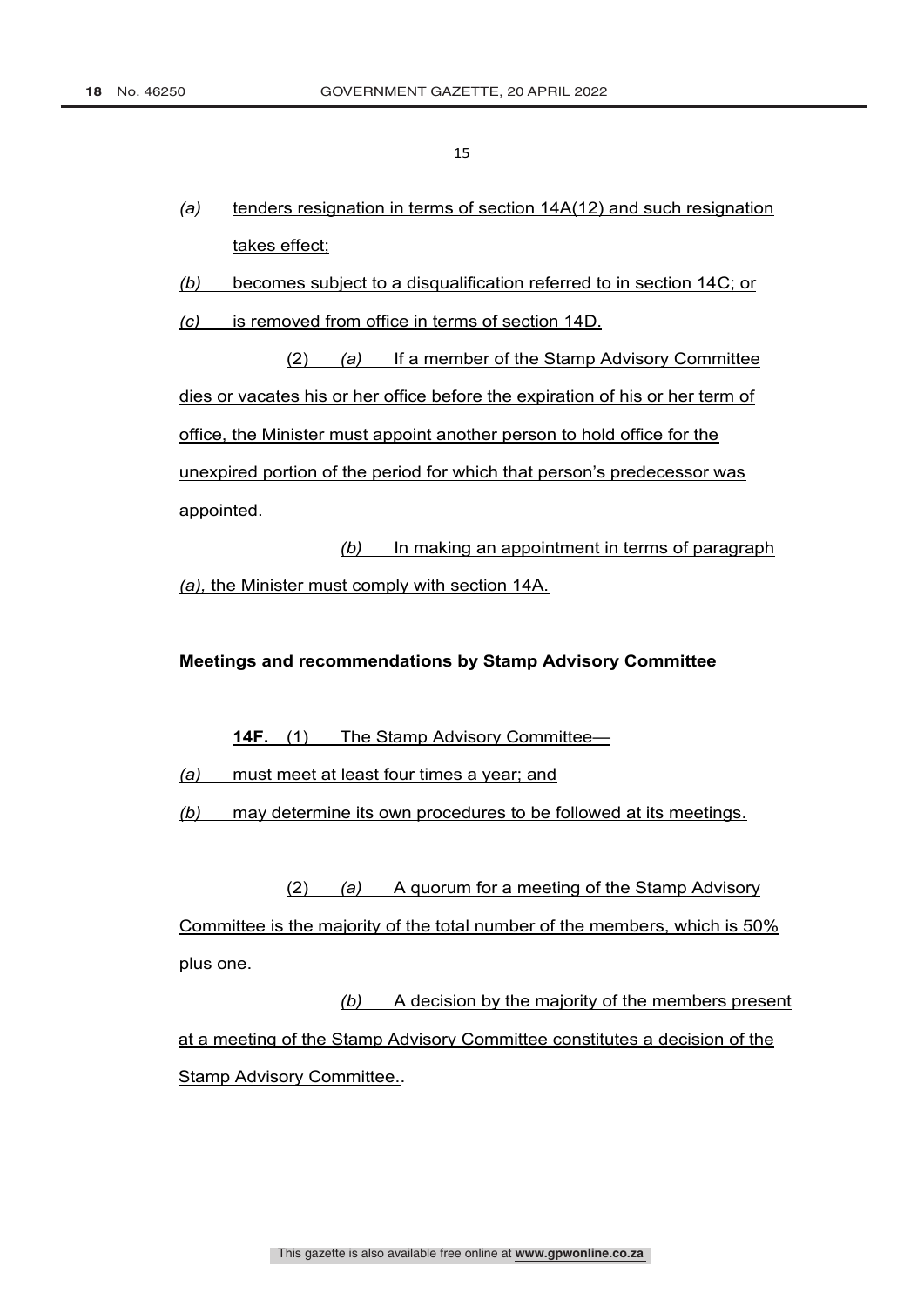*(a)* tenders resignation in terms of section 14A(12) and such resignation takes effect;

*(b)* becomes subject to a disqualification referred to in section 14C; or

*(c)* is removed from office in terms of section 14D.

(2) *(a)* If a member of the Stamp Advisory Committee dies or vacates his or her office before the expiration of his or her term of office, the Minister must appoint another person to hold office for the unexpired portion of the period for which that person's predecessor was appointed.

*(b)* In making an appointment in terms of paragraph *(a),* the Minister must comply with section 14A.

**Meetings and recommendations by Stamp Advisory Committee**

**14F.** (1) The Stamp Advisory Committee—

*(a)* must meet at least four times a year; and

*(b)* may determine its own procedures to be followed at its meetings.

(2) *(a)* A quorum for a meeting of the Stamp Advisory Committee is the majority of the total number of the members, which is 50% plus one.

*(b)* A decision by the majority of the members present at a meeting of the Stamp Advisory Committee constitutes a decision of the Stamp Advisory Committee..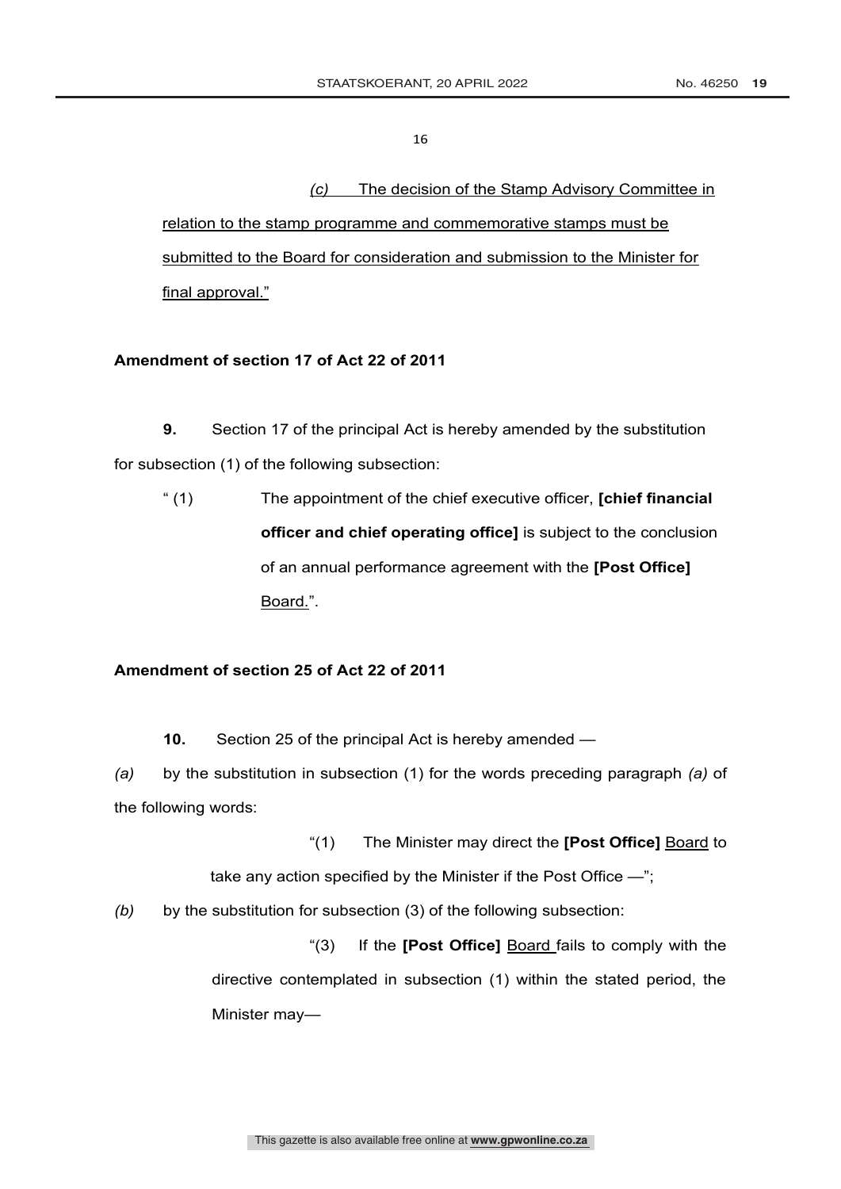*(c)* <u>The decision of the Stamp Advisory Committee in relation to the stamp programme and commemorative stamps must be submitted to the Board for consideration and submission to the Minister for final approval.</u>"

**Amendment of section 17 of Act 22 of 2011**

**9.** Section 17 of the principal Act is hereby amended by the substitution for subsection (1) of the following subsection:

" (1) The appointment of the chief executive officer, **[chief financial officer and chief operating office]** is subject to the conclusion of an annual performance agreement with the **[Post Office]** <u>Board.</u>".

**Amendment of section 25 of Act 22 of 2011**

**10.** Section 25 of the principal Act is hereby amended —

*(a)* by the substitution in subsection (1) for the words preceding paragraph *(a)* of the following words:

"(1) The Minister may direct the **[Post Office]** <u>Board</u> to take any action specified by the Minister if the Post Office —";

*(b)* by the substitution for subsection (3) of the following subsection:

"(3) If the **[Post Office]** <u>Board</u> fails to comply with the directive contemplated in subsection (1) within the stated period, the Minister may—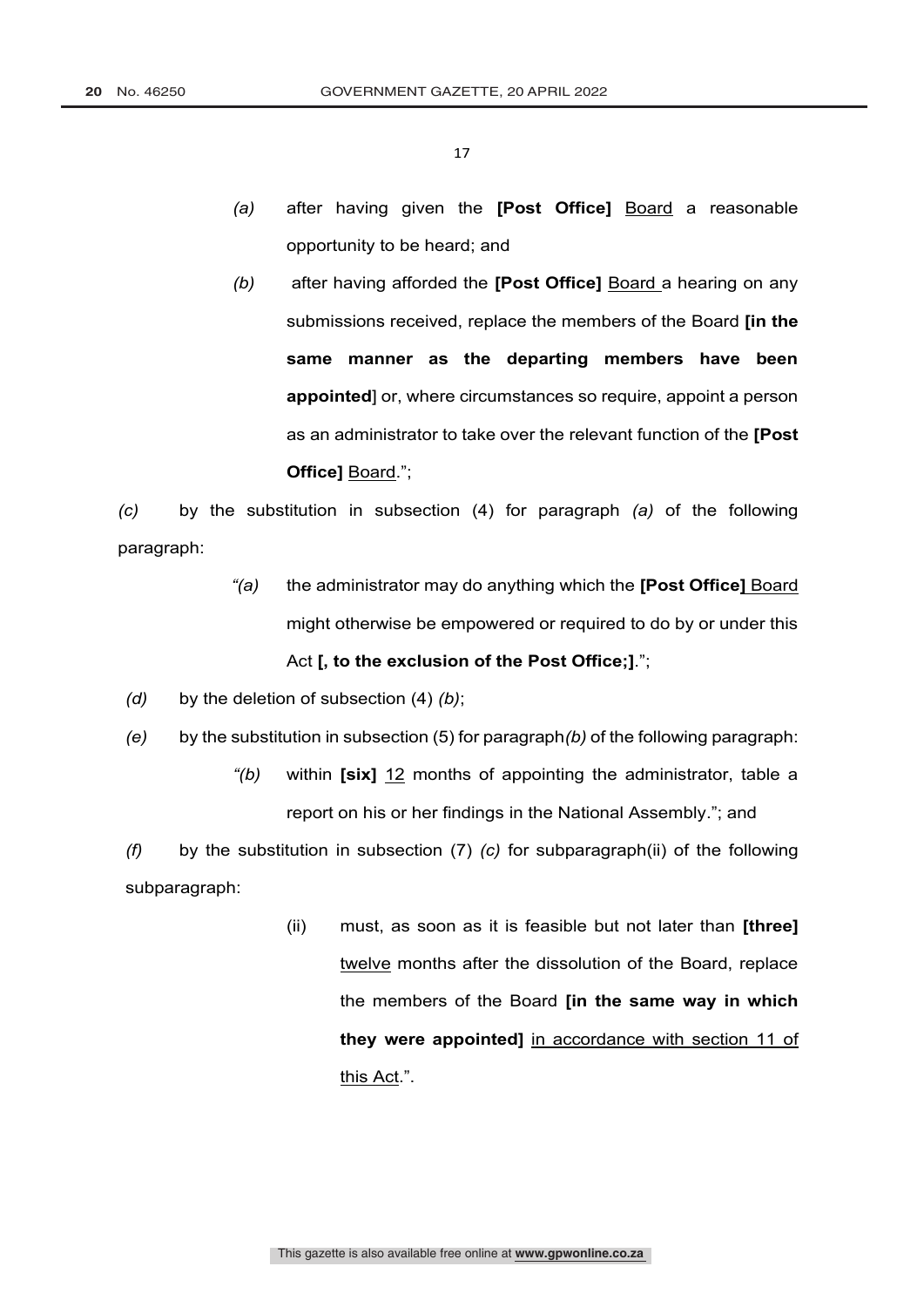*(a)* after having given the **[Post Office]** <u>Board</u> a reasonable opportunity to be heard; and

*(b)* after having afforded the **[Post Office]** <u>Board</u> a hearing on any submissions received, replace the members of the Board **[in the same manner as the departing members have been appointed]** or, where circumstances so require, appoint a person as an administrator to take over the relevant function of the **[Post Office]** <u>Board</u>.";

*(c)* by the substitution in subsection (4) for paragraph *(a)* of the following paragraph:

*"(a)* the administrator may do anything which the **[Post Office]** <u>Board</u> might otherwise be empowered or required to do by or under this Act **[, to the exclusion of the Post Office;]**.";

*(d)* by the deletion of subsection (4) *(b)*;

*(e)* by the substitution in subsection (5) for paragraph *(b)* of the following paragraph:

*"(b)* within **[six]** <u>12</u> months of appointing the administrator, table a report on his or her findings in the National Assembly."; and

*(f)* by the substitution in subsection (7) *(c)* for subparagraph(ii) of the following subparagraph:

(ii) must, as soon as it is feasible but not later than **[three]** <u>twelve</u> months after the dissolution of the Board, replace the members of the Board **[in the same way in which they were appointed]** <u>in accordance with section 11 of this Act</u>.".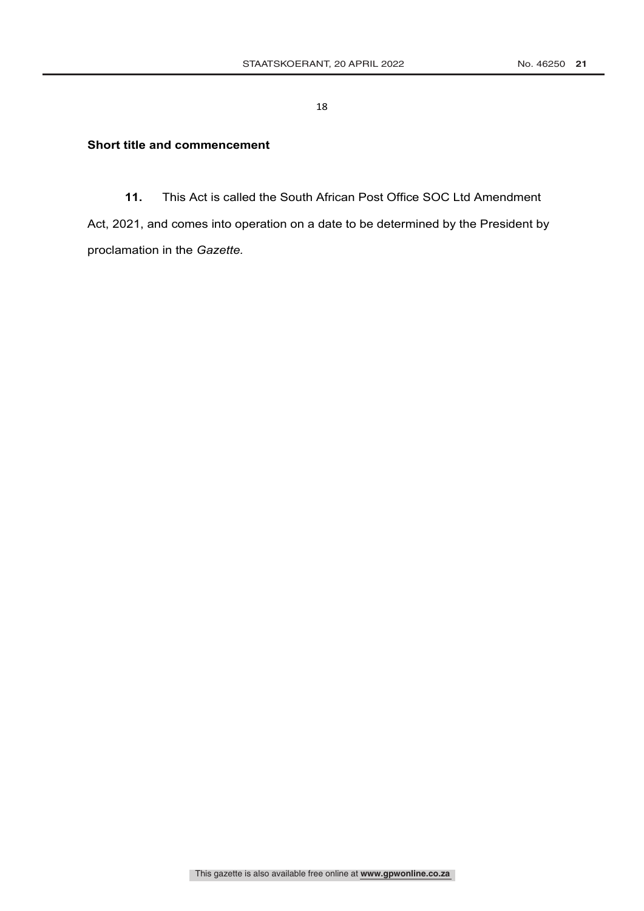**Short title and commencement**

**11.** This Act is called the South African Post Office SOC Ltd Amendment Act, 2021, and comes into operation on a date to be determined by the President by proclamation in the *Gazette*.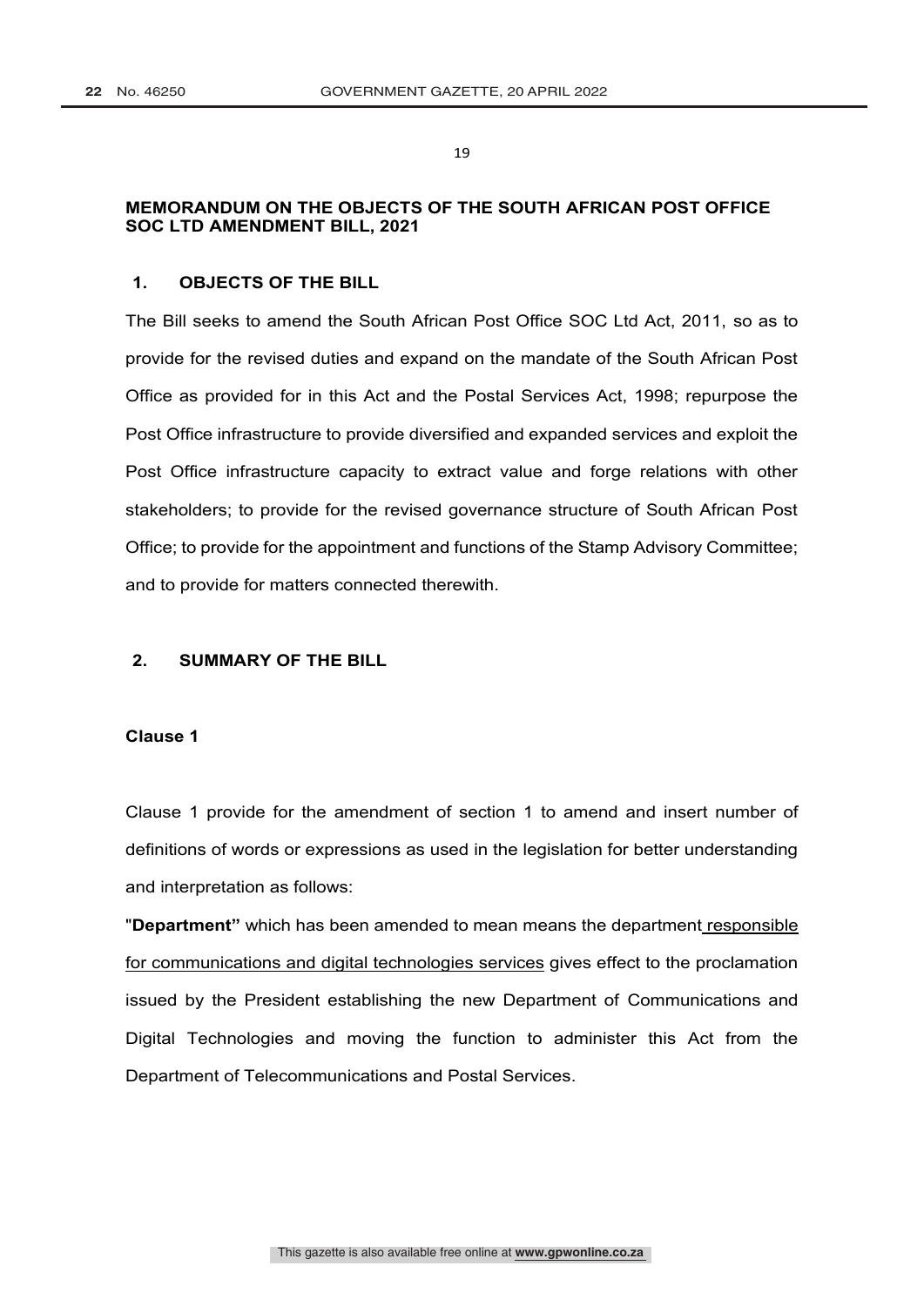**MEMORANDUM ON THE OBJECTS OF THE SOUTH AFRICAN POST OFFICE SOC LTD AMENDMENT BILL, 2021**

**1. OBJECTS OF THE BILL**

The Bill seeks to amend the South African Post Office SOC Ltd Act, 2011, so as to provide for the revised duties and expand on the mandate of the South African Post Office as provided for in this Act and the Postal Services Act, 1998; repurpose the Post Office infrastructure to provide diversified and expanded services and exploit the Post Office infrastructure capacity to extract value and forge relations with other stakeholders; to provide for the revised governance structure of South African Post Office; to provide for the appointment and functions of the Stamp Advisory Committee; and to provide for matters connected therewith.

**2. SUMMARY OF THE BILL**

**Clause 1**

Clause 1 provide for the amendment of section 1 to amend and insert number of definitions of words or expressions as used in the legislation for better understanding and interpretation as follows:

"**Department"** which has been amended to mean means the department <u>responsible for communications and digital technologies services</u> gives effect to the proclamation issued by the President establishing the new Department of Communications and Digital Technologies and moving the function to administer this Act from the Department of Telecommunications and Postal Services.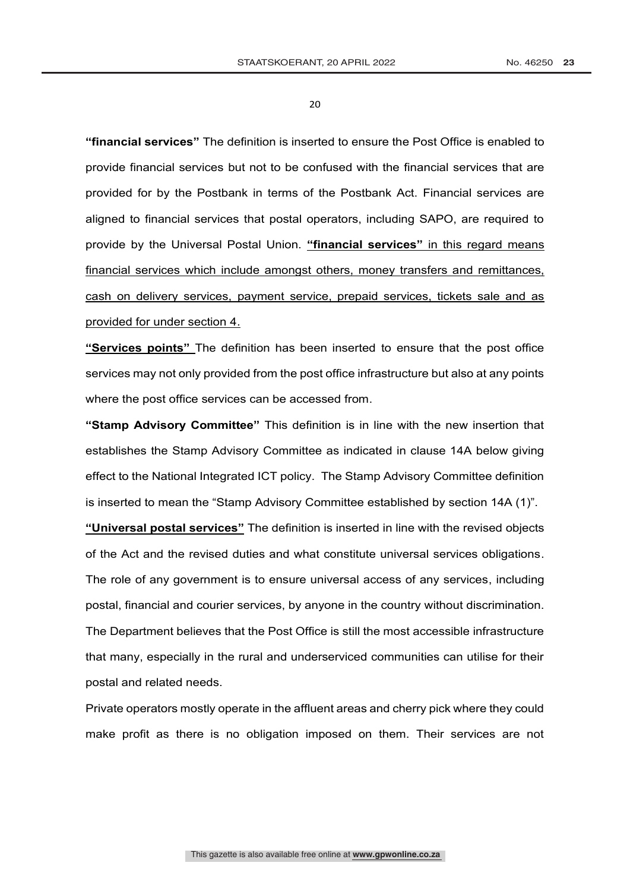**“financial services”** The definition is inserted to ensure the Post Office is enabled to provide financial services but not to be confused with the financial services that are provided for by the Postbank in terms of the Postbank Act. Financial services are aligned to financial services that postal operators, including SAPO, are required to provide by the Universal Postal Union. <u>**“financial services”** in this regard means financial services which include amongst others, money transfers and remittances, cash on delivery services, payment service, prepaid services, tickets sale and as provided for under section 4.</u>

<u>**“Services points”**</u> The definition has been inserted to ensure that the post office services may not only provided from the post office infrastructure but also at any points where the post office services can be accessed from.

**“Stamp Advisory Committee”** This definition is in line with the new insertion that establishes the Stamp Advisory Committee as indicated in clause 14A below giving effect to the National Integrated ICT policy. The Stamp Advisory Committee definition is inserted to mean the “Stamp Advisory Committee established by section 14A (1)”.

<u>**“Universal postal services”**</u> The definition is inserted in line with the revised objects of the Act and the revised duties and what constitute universal services obligations. The role of any government is to ensure universal access of any services, including postal, financial and courier services, by anyone in the country without discrimination. The Department believes that the Post Office is still the most accessible infrastructure that many, especially in the rural and underserviced communities can utilise for their postal and related needs.

Private operators mostly operate in the affluent areas and cherry pick where they could make profit as there is no obligation imposed on them. Their services are not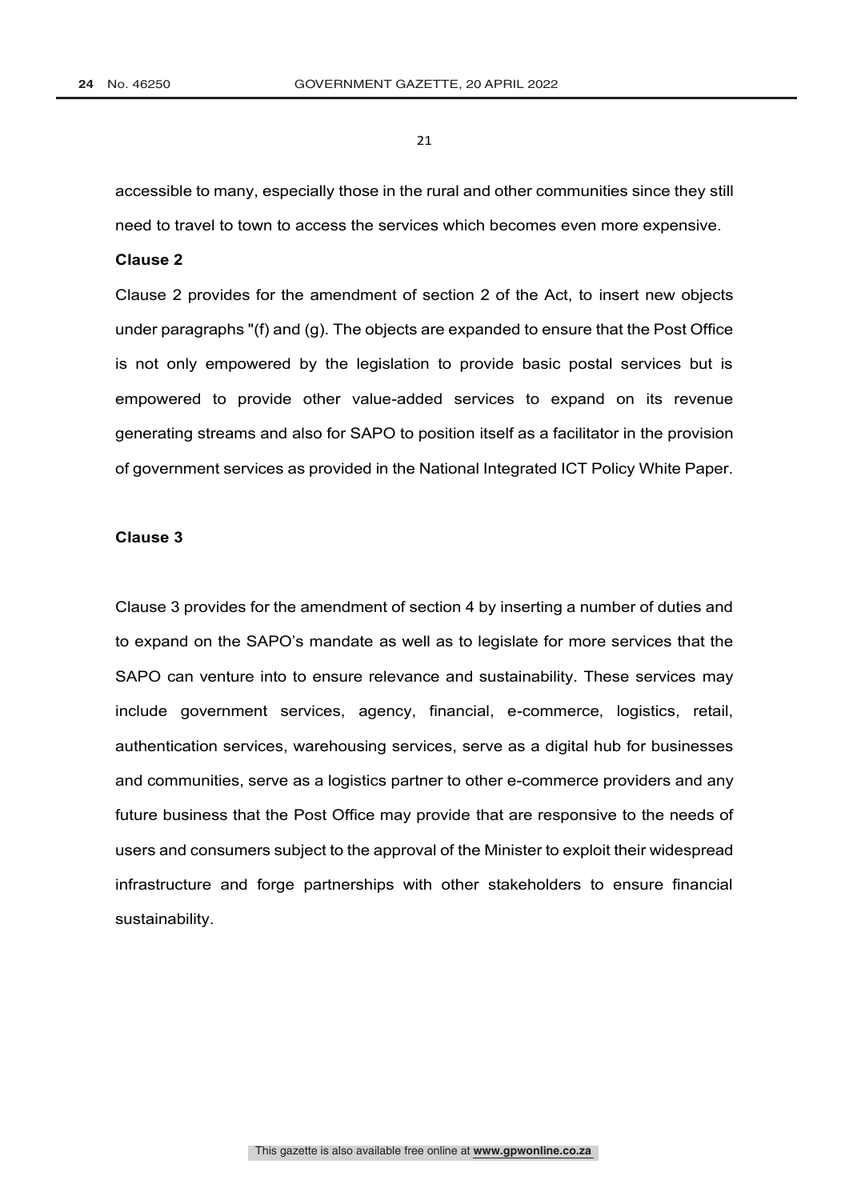accessible to many, especially those in the rural and other communities since they still need to travel to town to access the services which becomes even more expensive.

**Clause 2**

Clause 2 provides for the amendment of section 2 of the Act, to insert new objects under paragraphs "(f) and (g). The objects are expanded to ensure that the Post Office is not only empowered by the legislation to provide basic postal services but is empowered to provide other value-added services to expand on its revenue generating streams and also for SAPO to position itself as a facilitator in the provision of government services as provided in the National Integrated ICT Policy White Paper.

**Clause 3**

Clause 3 provides for the amendment of section 4 by inserting a number of duties and to expand on the SAPO's mandate as well as to legislate for more services that the SAPO can venture into to ensure relevance and sustainability. These services may include government services, agency, financial, e-commerce, logistics, retail, authentication services, warehousing services, serve as a digital hub for businesses and communities, serve as a logistics partner to other e-commerce providers and any future business that the Post Office may provide that are responsive to the needs of users and consumers subject to the approval of the Minister to exploit their widespread infrastructure and forge partnerships with other stakeholders to ensure financial sustainability.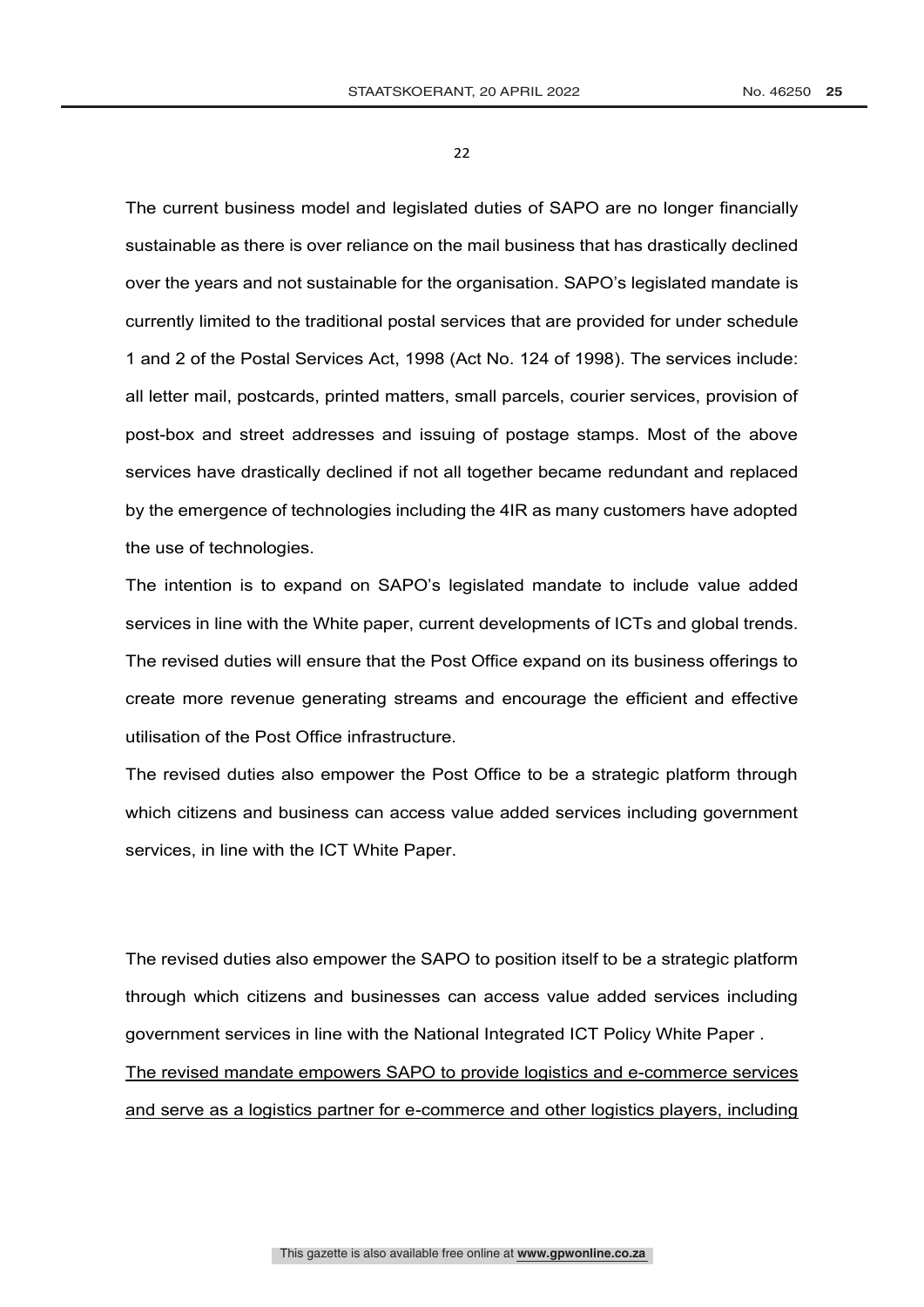The current business model and legislated duties of SAPO are no longer financially sustainable as there is over reliance on the mail business that has drastically declined over the years and not sustainable for the organisation. SAPO's legislated mandate is currently limited to the traditional postal services that are provided for under schedule 1 and 2 of the Postal Services Act, 1998 (Act No. 124 of 1998). The services include: all letter mail, postcards, printed matters, small parcels, courier services, provision of post-box and street addresses and issuing of postage stamps. Most of the above services have drastically declined if not all together became redundant and replaced by the emergence of technologies including the 4IR as many customers have adopted the use of technologies.

The intention is to expand on SAPO's legislated mandate to include value added services in line with the White paper, current developments of ICTs and global trends. The revised duties will ensure that the Post Office expand on its business offerings to create more revenue generating streams and encourage the efficient and effective utilisation of the Post Office infrastructure.

The revised duties also empower the Post Office to be a strategic platform through which citizens and business can access value added services including government services, in line with the ICT White Paper.

The revised duties also empower the SAPO to position itself to be a strategic platform through which citizens and businesses can access value added services including government services in line with the National Integrated ICT Policy White Paper .

<u>The revised mandate empowers SAPO to provide logistics and e-commerce services and serve as a logistics partner for e-commerce and other logistics players, including</u>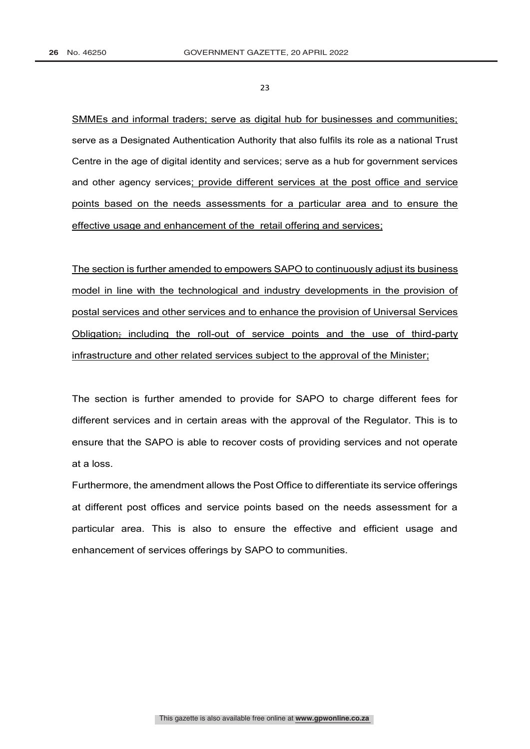SMMEs and informal traders; serve as digital hub for businesses and communities; serve as a Designated Authentication Authority that also fulfils its role as a national Trust Centre in the age of digital identity and services; serve as a hub for government services and other agency services; provide different services at the post office and service points based on the needs assessments for a particular area and to ensure the effective usage and enhancement of the retail offering and services;

The section is further amended to empowers SAPO to continuously adjust its business model in line with the technological and industry developments in the provision of postal services and other services and to enhance the provision of Universal Services Obligation; including the roll-out of service points and the use of third-party infrastructure and other related services subject to the approval of the Minister;

The section is further amended to provide for SAPO to charge different fees for different services and in certain areas with the approval of the Regulator. This is to ensure that the SAPO is able to recover costs of providing services and not operate at a loss.

Furthermore, the amendment allows the Post Office to differentiate its service offerings at different post offices and service points based on the needs assessment for a particular area. This is also to ensure the effective and efficient usage and enhancement of services offerings by SAPO to communities.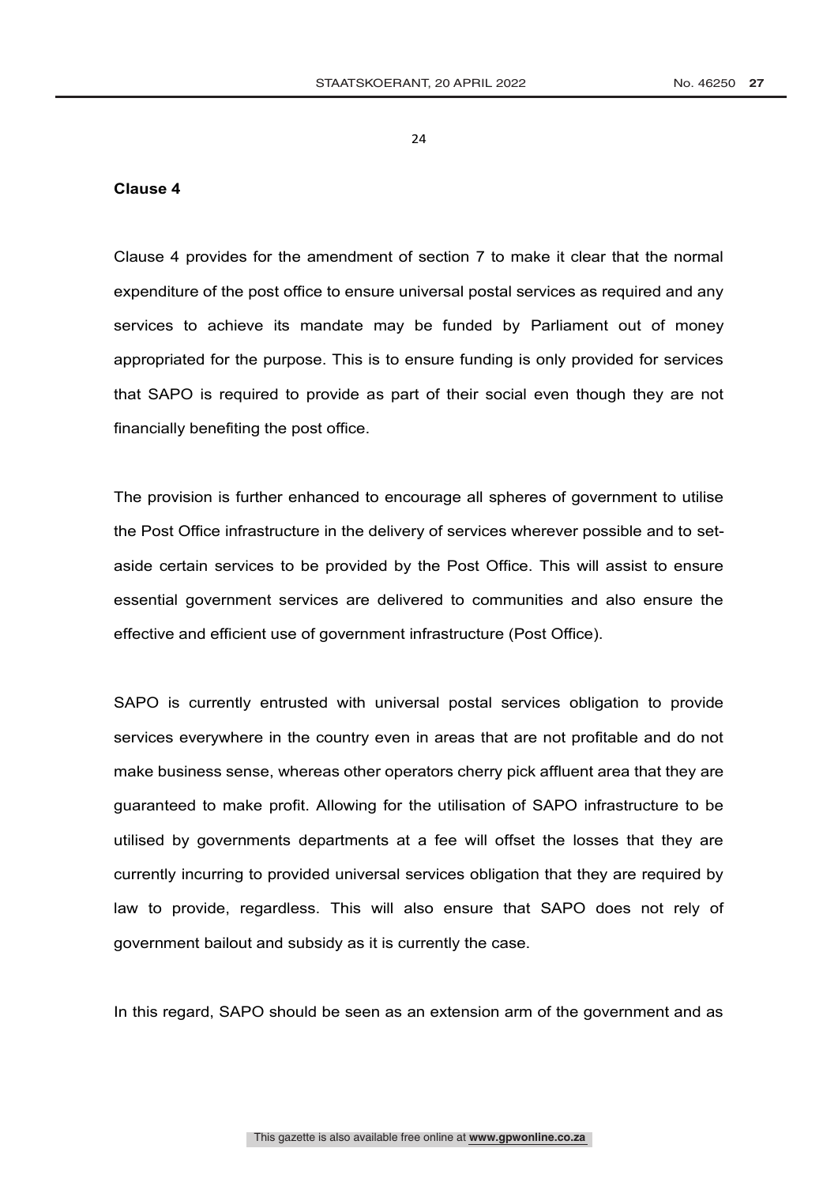**Clause 4**

Clause 4 provides for the amendment of section 7 to make it clear that the normal expenditure of the post office to ensure universal postal services as required and any services to achieve its mandate may be funded by Parliament out of money appropriated for the purpose. This is to ensure funding is only provided for services that SAPO is required to provide as part of their social even though they are not financially benefiting the post office.

The provision is further enhanced to encourage all spheres of government to utilise the Post Office infrastructure in the delivery of services wherever possible and to set-aside certain services to be provided by the Post Office. This will assist to ensure essential government services are delivered to communities and also ensure the effective and efficient use of government infrastructure (Post Office).

SAPO is currently entrusted with universal postal services obligation to provide services everywhere in the country even in areas that are not profitable and do not make business sense, whereas other operators cherry pick affluent area that they are guaranteed to make profit. Allowing for the utilisation of SAPO infrastructure to be utilised by governments departments at a fee will offset the losses that they are currently incurring to provided universal services obligation that they are required by law to provide, regardless. This will also ensure that SAPO does not rely of government bailout and subsidy as it is currently the case.

In this regard, SAPO should be seen as an extension arm of the government and as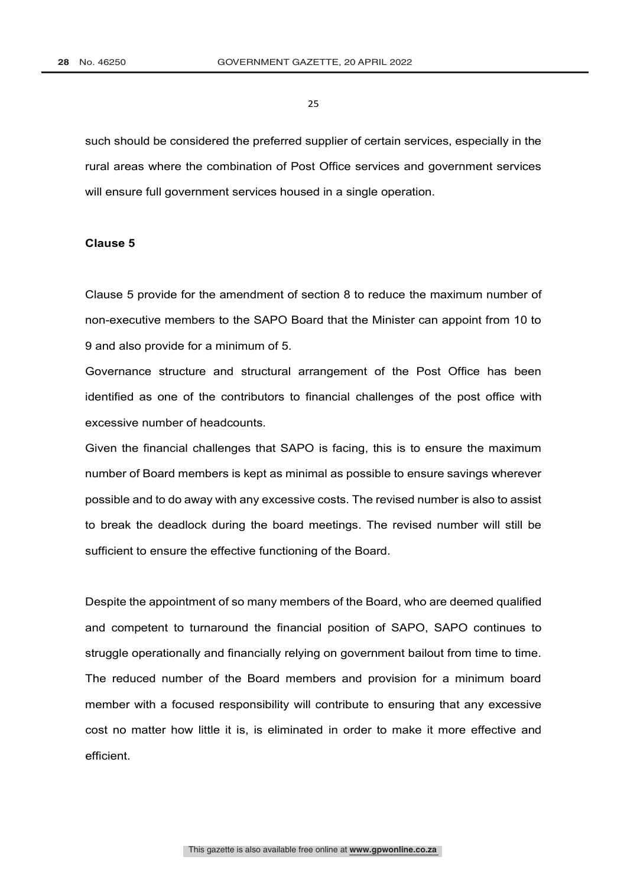such should be considered the preferred supplier of certain services, especially in the rural areas where the combination of Post Office services and government services will ensure full government services housed in a single operation.

**Clause 5**

Clause 5 provide for the amendment of section 8 to reduce the maximum number of non-executive members to the SAPO Board that the Minister can appoint from 10 to 9 and also provide for a minimum of 5.

Governance structure and structural arrangement of the Post Office has been identified as one of the contributors to financial challenges of the post office with excessive number of headcounts.

Given the financial challenges that SAPO is facing, this is to ensure the maximum number of Board members is kept as minimal as possible to ensure savings wherever possible and to do away with any excessive costs. The revised number is also to assist to break the deadlock during the board meetings. The revised number will still be sufficient to ensure the effective functioning of the Board.

Despite the appointment of so many members of the Board, who are deemed qualified and competent to turnaround the financial position of SAPO, SAPO continues to struggle operationally and financially relying on government bailout from time to time. The reduced number of the Board members and provision for a minimum board member with a focused responsibility will contribute to ensuring that any excessive cost no matter how little it is, is eliminated in order to make it more effective and efficient.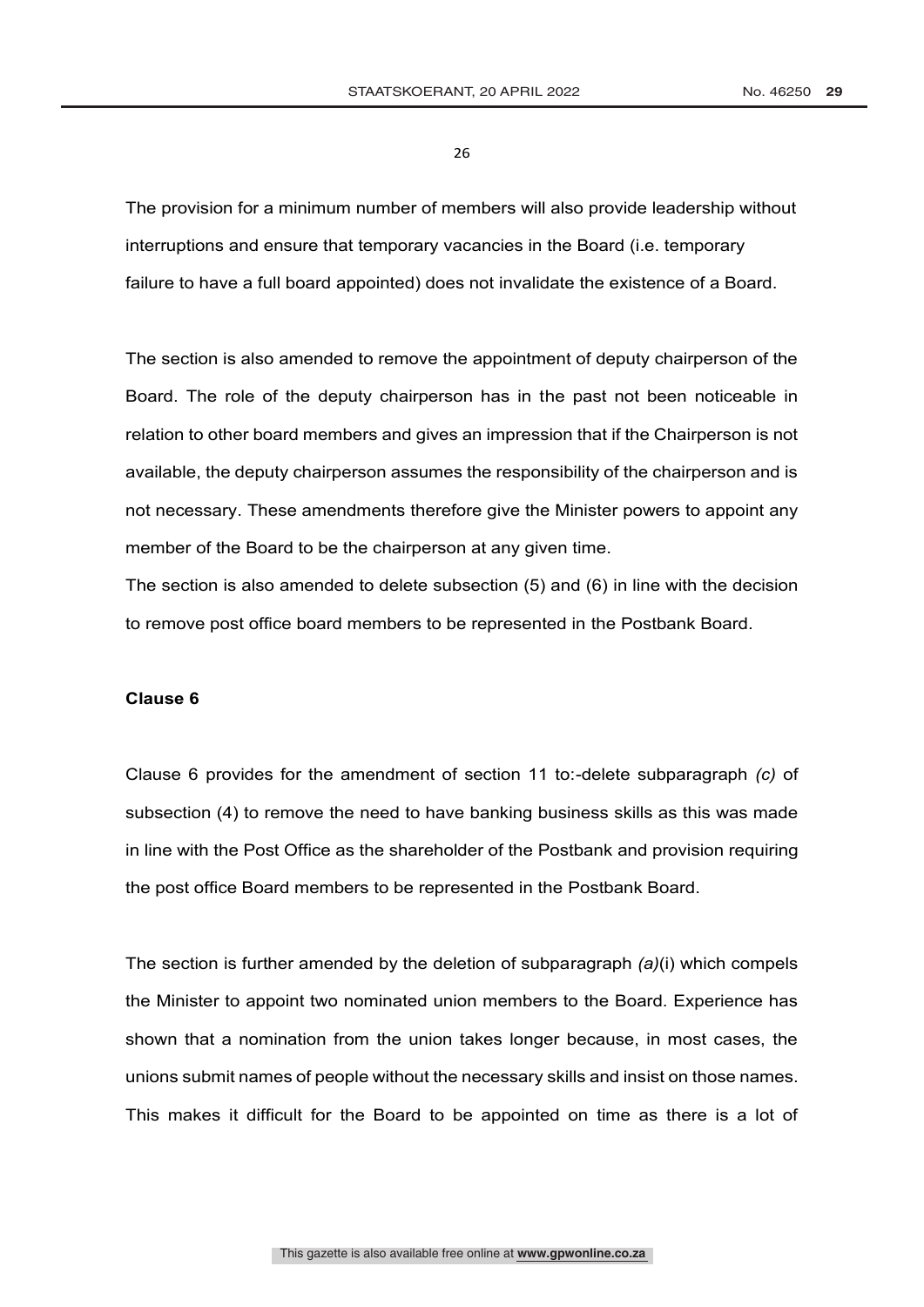The provision for a minimum number of members will also provide leadership without interruptions and ensure that temporary vacancies in the Board (i.e. temporary failure to have a full board appointed) does not invalidate the existence of a Board.

The section is also amended to remove the appointment of deputy chairperson of the Board. The role of the deputy chairperson has in the past not been noticeable in relation to other board members and gives an impression that if the Chairperson is not available, the deputy chairperson assumes the responsibility of the chairperson and is not necessary. These amendments therefore give the Minister powers to appoint any member of the Board to be the chairperson at any given time.

The section is also amended to delete subsection (5) and (6) in line with the decision to remove post office board members to be represented in the Postbank Board.

**Clause 6**

Clause 6 provides for the amendment of section 11 to:-delete subparagraph *(c)* of subsection (4) to remove the need to have banking business skills as this was made in line with the Post Office as the shareholder of the Postbank and provision requiring the post office Board members to be represented in the Postbank Board.

The section is further amended by the deletion of subparagraph *(a)*(i) which compels the Minister to appoint two nominated union members to the Board. Experience has shown that a nomination from the union takes longer because, in most cases, the unions submit names of people without the necessary skills and insist on those names. This makes it difficult for the Board to be appointed on time as there is a lot of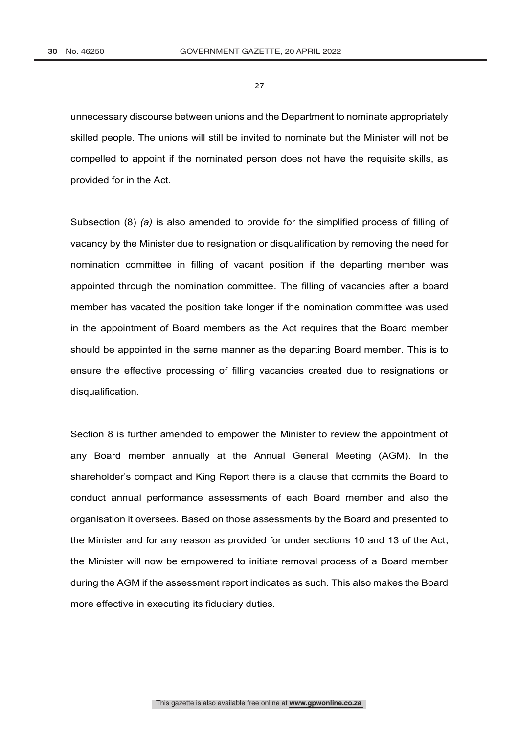unnecessary discourse between unions and the Department to nominate appropriately skilled people. The unions will still be invited to nominate but the Minister will not be compelled to appoint if the nominated person does not have the requisite skills, as provided for in the Act.

Subsection (8) *(a)* is also amended to provide for the simplified process of filling of vacancy by the Minister due to resignation or disqualification by removing the need for nomination committee in filling of vacant position if the departing member was appointed through the nomination committee. The filling of vacancies after a board member has vacated the position take longer if the nomination committee was used in the appointment of Board members as the Act requires that the Board member should be appointed in the same manner as the departing Board member. This is to ensure the effective processing of filling vacancies created due to resignations or disqualification.

Section 8 is further amended to empower the Minister to review the appointment of any Board member annually at the Annual General Meeting (AGM). In the shareholder's compact and King Report there is a clause that commits the Board to conduct annual performance assessments of each Board member and also the organisation it oversees. Based on those assessments by the Board and presented to the Minister and for any reason as provided for under sections 10 and 13 of the Act, the Minister will now be empowered to initiate removal process of a Board member during the AGM if the assessment report indicates as such. This also makes the Board more effective in executing its fiduciary duties.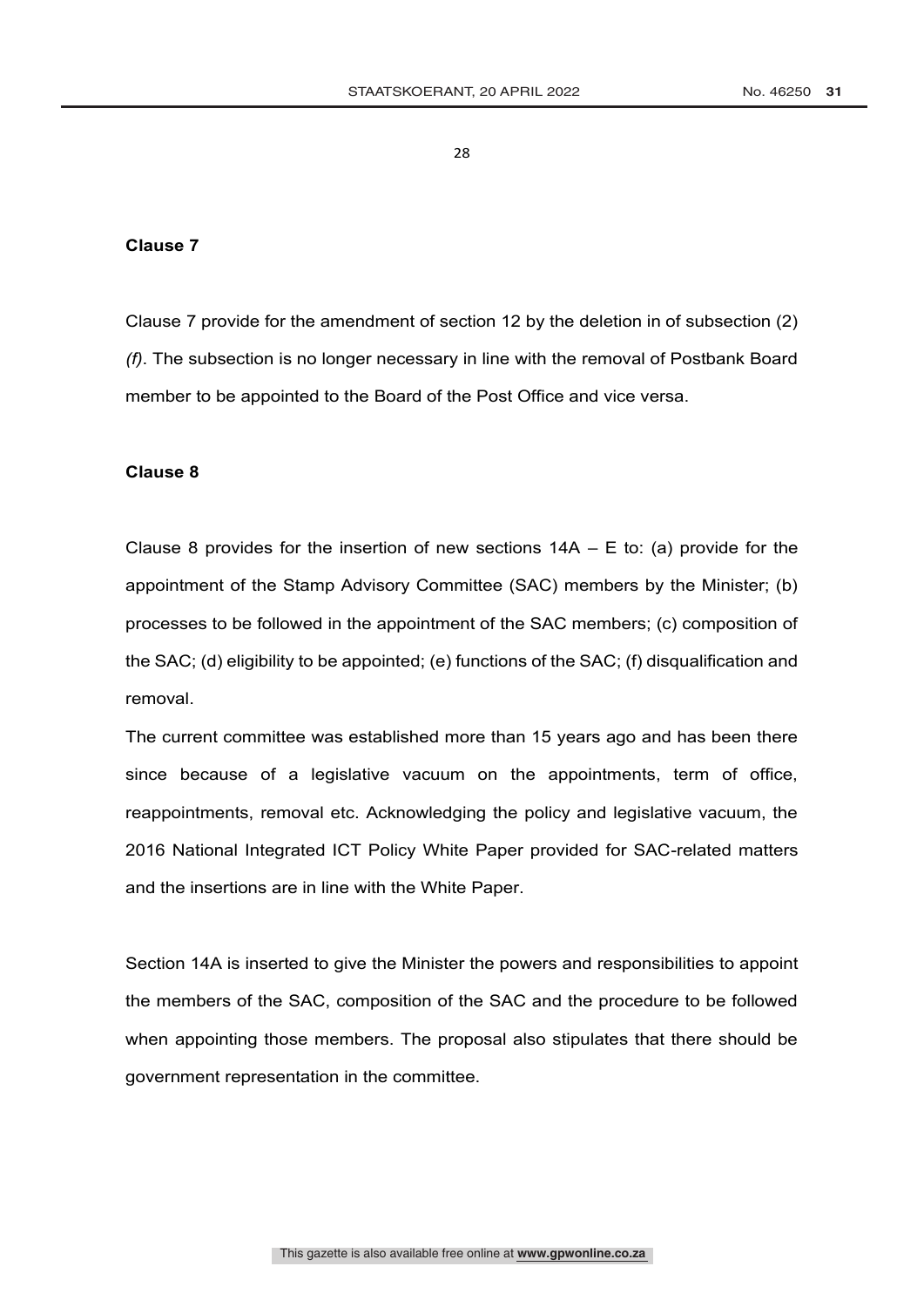**Clause 7**

Clause 7 provide for the amendment of section 12 by the deletion in of subsection (2) *(f)*. The subsection is no longer necessary in line with the removal of Postbank Board member to be appointed to the Board of the Post Office and vice versa.

**Clause 8**

Clause 8 provides for the insertion of new sections 14A – E to: (a) provide for the appointment of the Stamp Advisory Committee (SAC) members by the Minister; (b) processes to be followed in the appointment of the SAC members; (c) composition of the SAC; (d) eligibility to be appointed; (e) functions of the SAC; (f) disqualification and removal.

The current committee was established more than 15 years ago and has been there since because of a legislative vacuum on the appointments, term of office, reappointments, removal etc. Acknowledging the policy and legislative vacuum, the 2016 National Integrated ICT Policy White Paper provided for SAC-related matters and the insertions are in line with the White Paper.

Section 14A is inserted to give the Minister the powers and responsibilities to appoint the members of the SAC, composition of the SAC and the procedure to be followed when appointing those members. The proposal also stipulates that there should be government representation in the committee.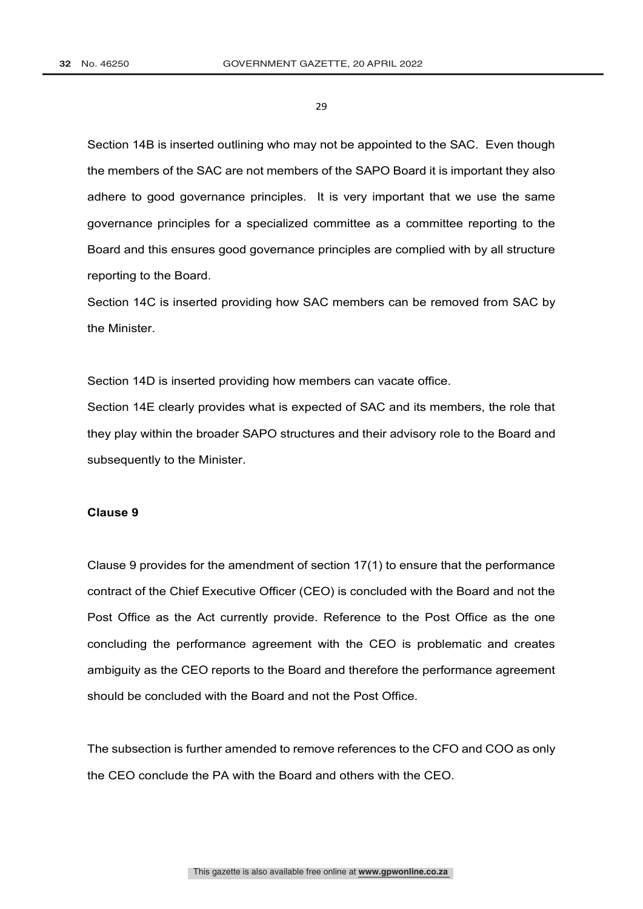Section 14B is inserted outlining who may not be appointed to the SAC. Even though the members of the SAC are not members of the SAPO Board it is important they also adhere to good governance principles. It is very important that we use the same governance principles for a specialized committee as a committee reporting to the Board and this ensures good governance principles are complied with by all structure reporting to the Board.

Section 14C is inserted providing how SAC members can be removed from SAC by the Minister.

Section 14D is inserted providing how members can vacate office.

Section 14E clearly provides what is expected of SAC and its members, the role that they play within the broader SAPO structures and their advisory role to the Board and subsequently to the Minister.

**Clause 9**

Clause 9 provides for the amendment of section 17(1) to ensure that the performance contract of the Chief Executive Officer (CEO) is concluded with the Board and not the Post Office as the Act currently provide. Reference to the Post Office as the one concluding the performance agreement with the CEO is problematic and creates ambiguity as the CEO reports to the Board and therefore the performance agreement should be concluded with the Board and not the Post Office.

The subsection is further amended to remove references to the CFO and COO as only the CEO conclude the PA with the Board and others with the CEO.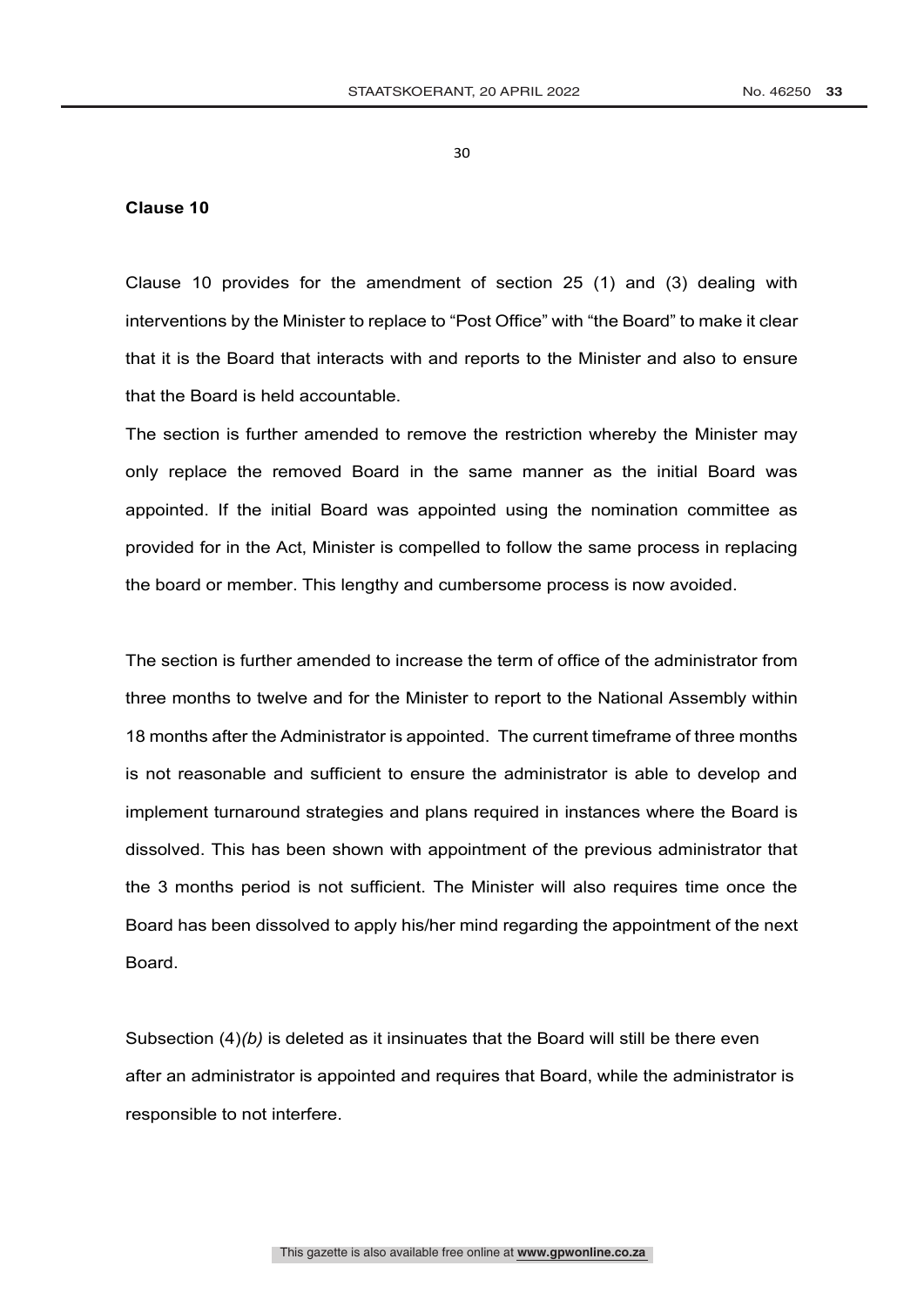**Clause 10**

Clause 10 provides for the amendment of section 25 (1) and (3) dealing with interventions by the Minister to replace to "Post Office" with "the Board" to make it clear that it is the Board that interacts with and reports to the Minister and also to ensure that the Board is held accountable.

The section is further amended to remove the restriction whereby the Minister may only replace the removed Board in the same manner as the initial Board was appointed. If the initial Board was appointed using the nomination committee as provided for in the Act, Minister is compelled to follow the same process in replacing the board or member. This lengthy and cumbersome process is now avoided.

The section is further amended to increase the term of office of the administrator from three months to twelve and for the Minister to report to the National Assembly within 18 months after the Administrator is appointed. The current timeframe of three months is not reasonable and sufficient to ensure the administrator is able to develop and implement turnaround strategies and plans required in instances where the Board is dissolved. This has been shown with appointment of the previous administrator that the 3 months period is not sufficient. The Minister will also requires time once the Board has been dissolved to apply his/her mind regarding the appointment of the next Board.

Subsection (4)*(b)* is deleted as it insinuates that the Board will still be there even after an administrator is appointed and requires that Board, while the administrator is responsible to not interfere.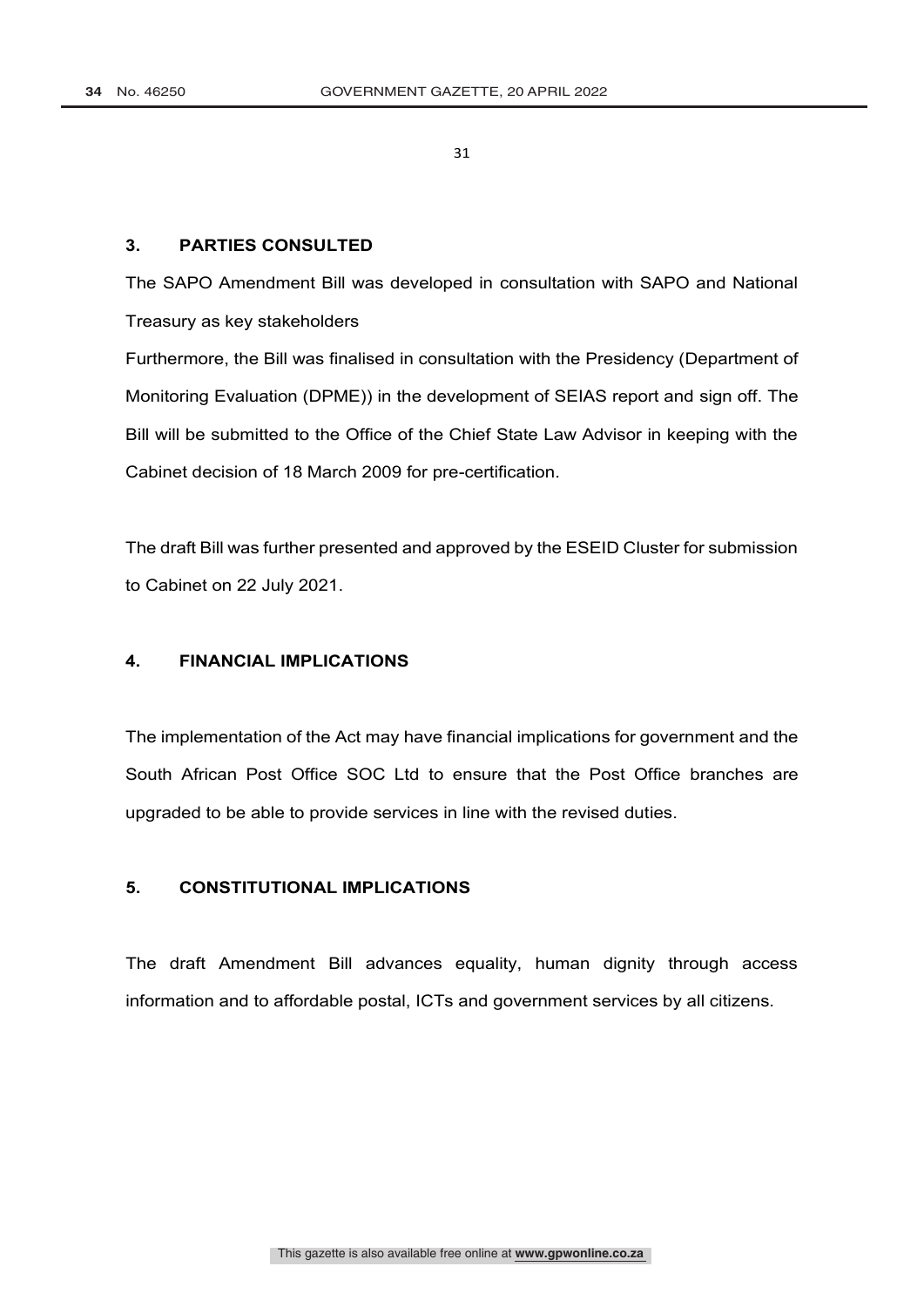## 3. PARTIES CONSULTED

The SAPO Amendment Bill was developed in consultation with SAPO and National Treasury as key stakeholders

Furthermore, the Bill was finalised in consultation with the Presidency (Department of Monitoring Evaluation (DPME)) in the development of SEIAS report and sign off. The Bill will be submitted to the Office of the Chief State Law Advisor in keeping with the Cabinet decision of 18 March 2009 for pre-certification.

The draft Bill was further presented and approved by the ESEID Cluster for submission to Cabinet on 22 July 2021.

## 4. FINANCIAL IMPLICATIONS

The implementation of the Act may have financial implications for government and the South African Post Office SOC Ltd to ensure that the Post Office branches are upgraded to be able to provide services in line with the revised duties.

## 5. CONSTITUTIONAL IMPLICATIONS

The draft Amendment Bill advances equality, human dignity through access information and to affordable postal, ICTs and government services by all citizens.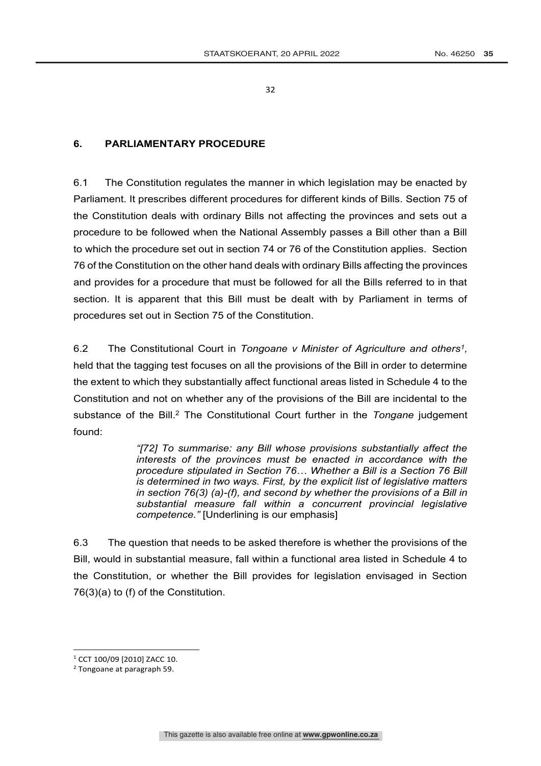## 6. PARLIAMENTARY PROCEDURE

6.1 The Constitution regulates the manner in which legislation may be enacted by Parliament. It prescribes different procedures for different kinds of Bills. Section 75 of the Constitution deals with ordinary Bills not affecting the provinces and sets out a procedure to be followed when the National Assembly passes a Bill other than a Bill to which the procedure set out in section 74 or 76 of the Constitution applies. Section 76 of the Constitution on the other hand deals with ordinary Bills affecting the provinces and provides for a procedure that must be followed for all the Bills referred to in that section. It is apparent that this Bill must be dealt with by Parliament in terms of procedures set out in Section 75 of the Constitution.

6.2 The Constitutional Court in *Tongoane v Minister of Agriculture and others*[1], held that the tagging test focuses on all the provisions of the Bill in order to determine the extent to which they substantially affect functional areas listed in Schedule 4 to the Constitution and not on whether any of the provisions of the Bill are incidental to the substance of the Bill.[2] The Constitutional Court further in the *Tongane* judgement found:

> *"[72] To summarise: any Bill whose provisions substantially affect the interests of the provinces must be enacted in accordance with the procedure stipulated in Section 76… Whether a Bill is a Section 76 Bill is determined in two ways. First, by the explicit list of legislative matters in section 76(3) (a)-(f), and second by whether the provisions of a Bill in substantial measure fall within a concurrent provincial legislative competence."* [Underlining is our emphasis]

6.3 The question that needs to be asked therefore is whether the provisions of the Bill, would in substantial measure, fall within a functional area listed in Schedule 4 to the Constitution, or whether the Bill provides for legislation envisaged in Section 76(3)(a) to (f) of the Constitution.

---

[1] CCT 100/09 [2010] ZACC 10.

[2] Tongoane at paragraph 59.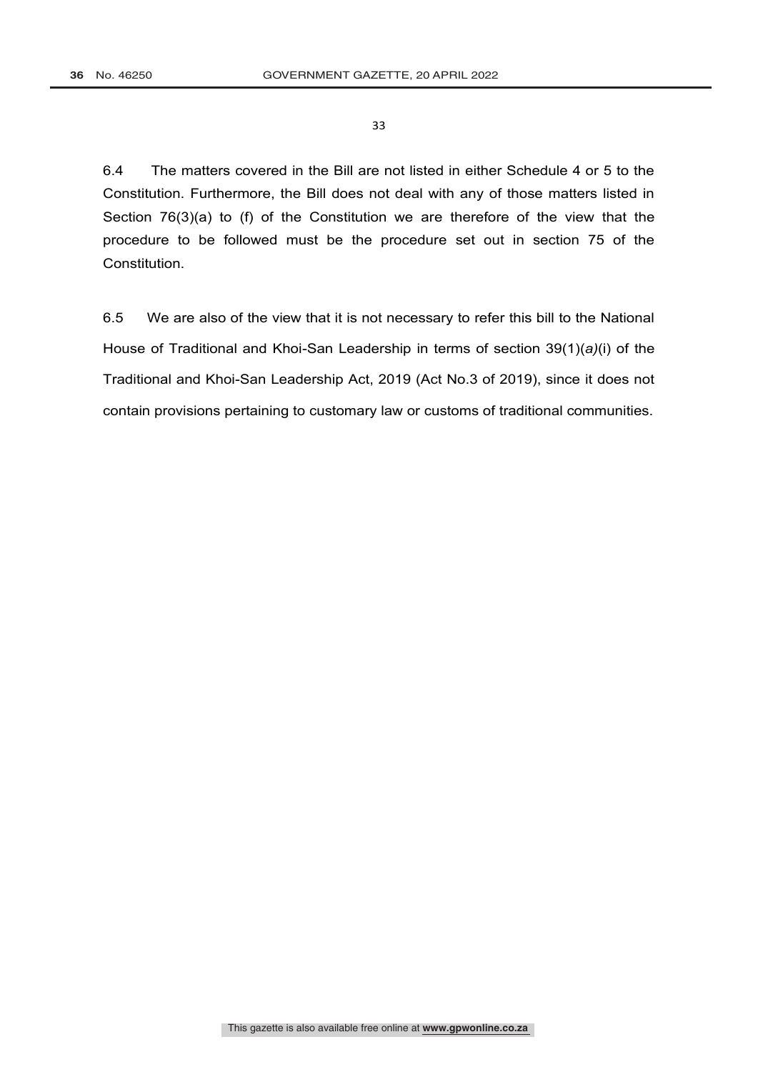6.4 The matters covered in the Bill are not listed in either Schedule 4 or 5 to the Constitution. Furthermore, the Bill does not deal with any of those matters listed in Section 76(3)(a) to (f) of the Constitution we are therefore of the view that the procedure to be followed must be the procedure set out in section 75 of the Constitution.

6.5 We are also of the view that it is not necessary to refer this bill to the National House of Traditional and Khoi-San Leadership in terms of section 39(1)(*a)*(i) of the Traditional and Khoi-San Leadership Act, 2019 (Act No.3 of 2019), since it does not contain provisions pertaining to customary law or customs of traditional communities.